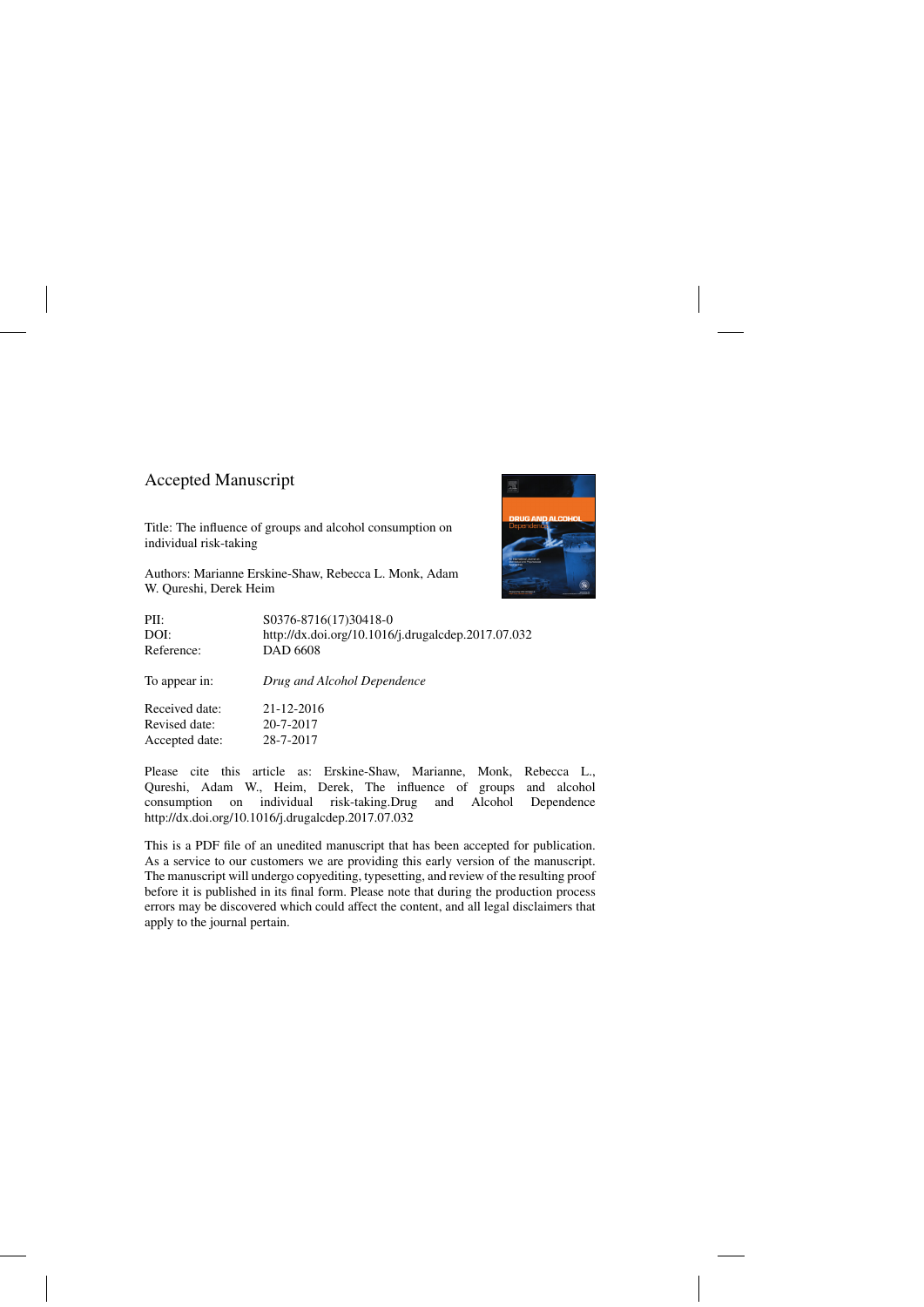Accepted Manuscript

Title: The influence of groups and alcohol consumption on individual risk-taking

Authors: Marianne Erskine-Shaw, Rebecca L. Monk, Adam W. Qureshi, Derek Heim

| | |
|---|---|
| PII: | S0376-8716(17)30418-0 |
| DOI: | http://dx.doi.org/10.1016/j.drugalcdep.2017.07.032 |
| Reference: | DAD 6608 |
| To appear in: | *Drug and Alcohol Dependence* |
| Received date: | 21-12-2016 |
| Revised date: | 20-7-2017 |
| Accepted date: | 28-7-2017 |

Please cite this article as: Erskine-Shaw, Marianne, Monk, Rebecca L., Qureshi, Adam W., Heim, Derek, The influence of groups and alcohol consumption on individual risk-taking.Drug and Alcohol Dependence http://dx.doi.org/10.1016/j.drugalcdep.2017.07.032

This is a PDF file of an unedited manuscript that has been accepted for publication. As a service to our customers we are providing this early version of the manuscript. The manuscript will undergo copyediting, typesetting, and review of the resulting proof before it is published in its final form. Please note that during the production process errors may be discovered which could affect the content, and all legal disclaimers that apply to the journal pertain.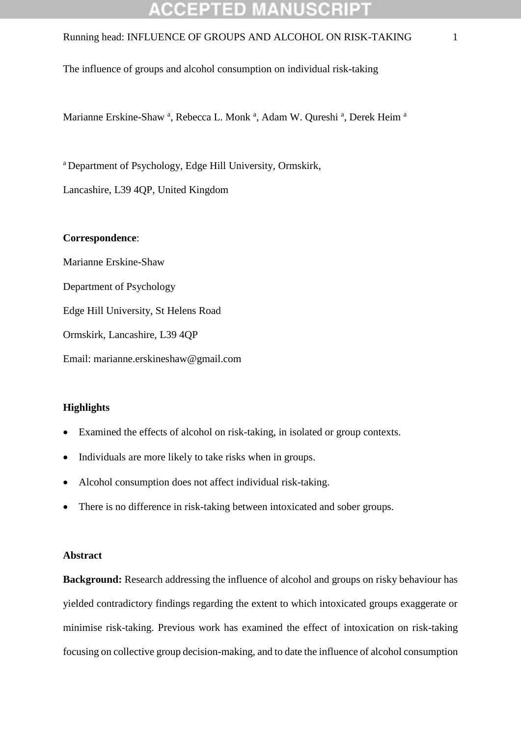The influence of groups and alcohol consumption on individual risk-taking

Marianne Erskine-Shaw [a], Rebecca L. Monk [a], Adam W. Qureshi [a], Derek Heim [a]

[a] Department of Psychology, Edge Hill University, Ormskirk,

Lancashire, L39 4QP, United Kingdom

**Correspondence**:

Marianne Erskine-Shaw

Department of Psychology

Edge Hill University, St Helens Road

Ormskirk, Lancashire, L39 4QP

Email: marianne.erskineshaw@gmail.com

**Highlights**

- Examined the effects of alcohol on risk-taking, in isolated or group contexts.
- Individuals are more likely to take risks when in groups.
- Alcohol consumption does not affect individual risk-taking.
- There is no difference in risk-taking between intoxicated and sober groups.

**Abstract**

**Background:** Research addressing the influence of alcohol and groups on risky behaviour has yielded contradictory findings regarding the extent to which intoxicated groups exaggerate or minimise risk-taking. Previous work has examined the effect of intoxication on risk-taking focusing on collective group decision-making, and to date the influence of alcohol consumption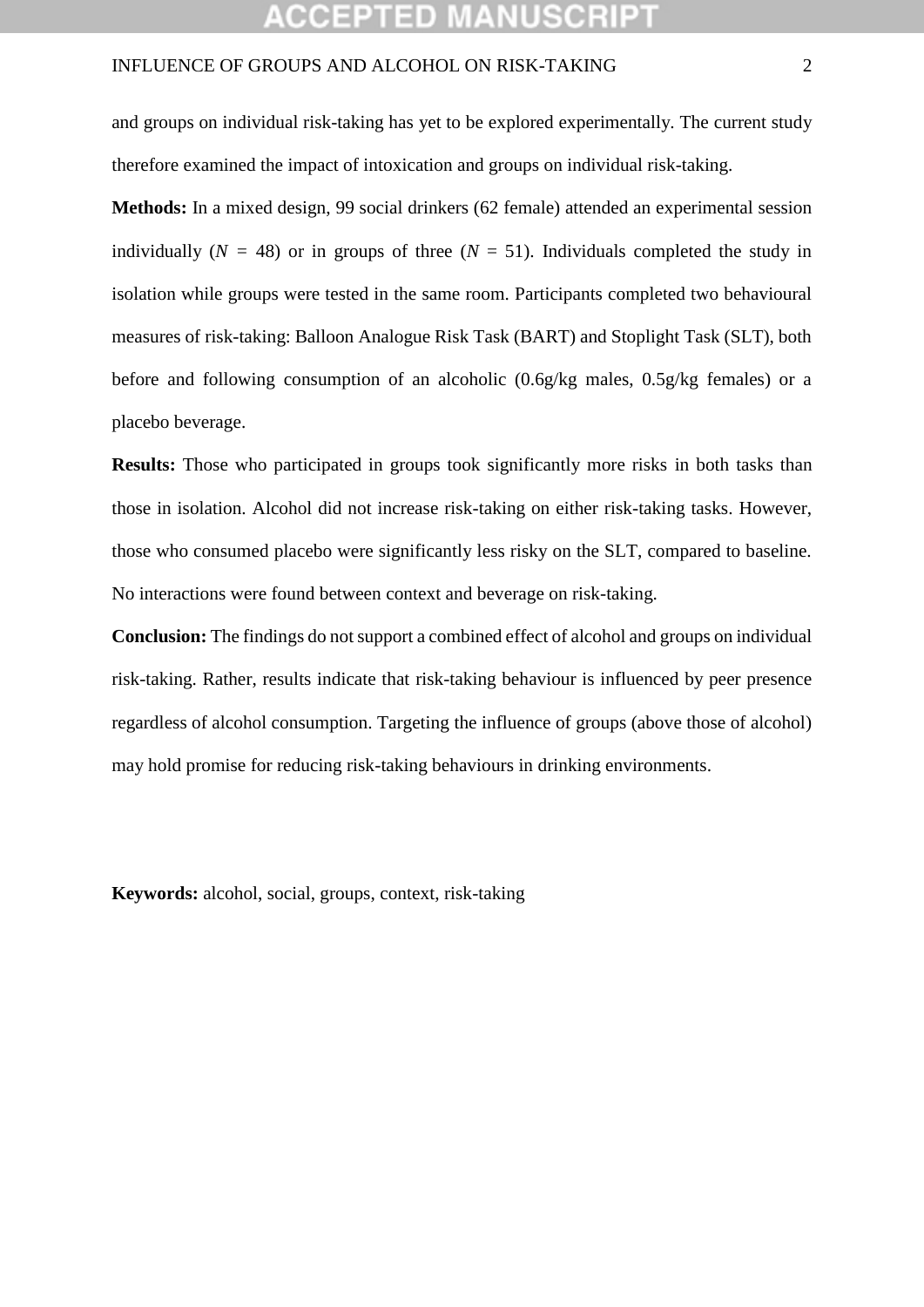and groups on individual risk-taking has yet to be explored experimentally. The current study therefore examined the impact of intoxication and groups on individual risk-taking.

**Methods:** In a mixed design, 99 social drinkers (62 female) attended an experimental session individually ($N$ = 48) or in groups of three ($N$ = 51). Individuals completed the study in isolation while groups were tested in the same room. Participants completed two behavioural measures of risk-taking: Balloon Analogue Risk Task (BART) and Stoplight Task (SLT), both before and following consumption of an alcoholic (0.6g/kg males, 0.5g/kg females) or a placebo beverage.

**Results:** Those who participated in groups took significantly more risks in both tasks than those in isolation. Alcohol did not increase risk-taking on either risk-taking tasks. However, those who consumed placebo were significantly less risky on the SLT, compared to baseline. No interactions were found between context and beverage on risk-taking.

**Conclusion:** The findings do not support a combined effect of alcohol and groups on individual risk-taking. Rather, results indicate that risk-taking behaviour is influenced by peer presence regardless of alcohol consumption. Targeting the influence of groups (above those of alcohol) may hold promise for reducing risk-taking behaviours in drinking environments.

**Keywords:** alcohol, social, groups, context, risk-taking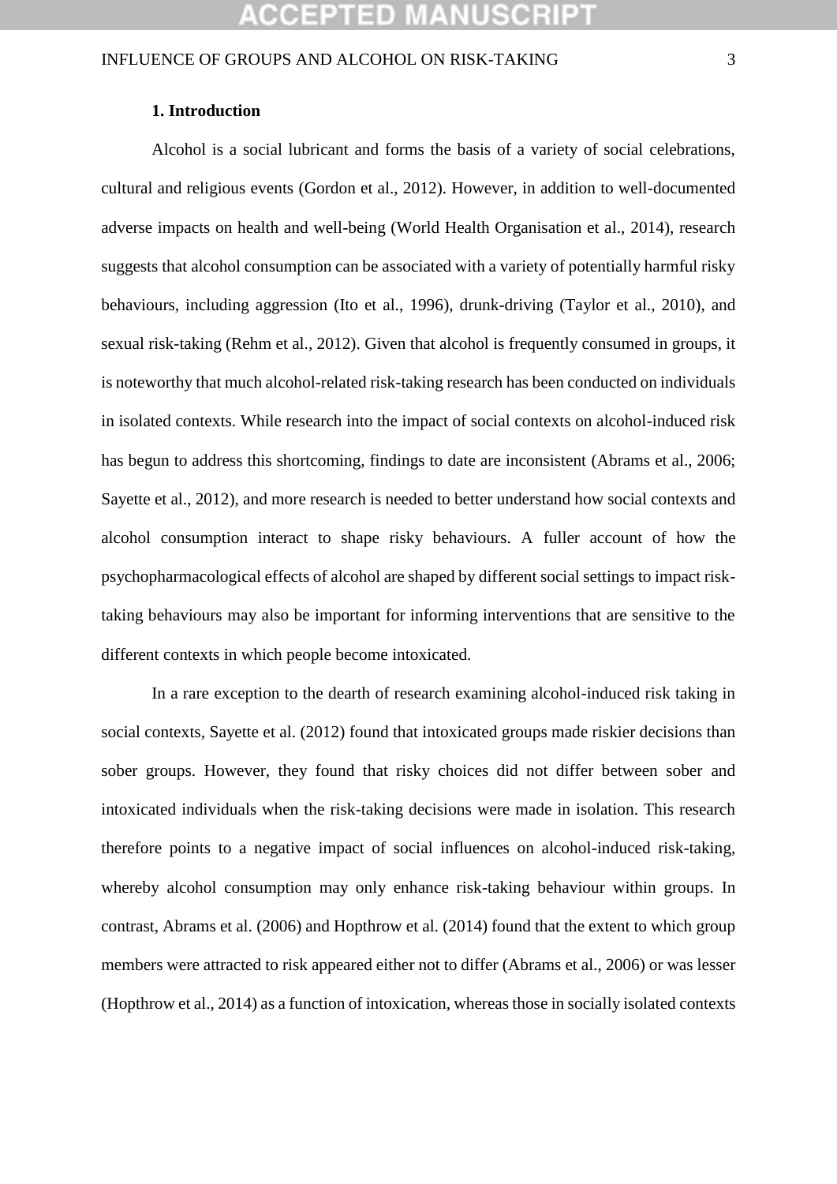## 1. Introduction

Alcohol is a social lubricant and forms the basis of a variety of social celebrations, cultural and religious events (Gordon et al., 2012). However, in addition to well-documented adverse impacts on health and well-being (World Health Organisation et al., 2014), research suggests that alcohol consumption can be associated with a variety of potentially harmful risky behaviours, including aggression (Ito et al., 1996), drunk-driving (Taylor et al., 2010), and sexual risk-taking (Rehm et al., 2012). Given that alcohol is frequently consumed in groups, it is noteworthy that much alcohol-related risk-taking research has been conducted on individuals in isolated contexts. While research into the impact of social contexts on alcohol-induced risk has begun to address this shortcoming, findings to date are inconsistent (Abrams et al., 2006; Sayette et al., 2012), and more research is needed to better understand how social contexts and alcohol consumption interact to shape risky behaviours. A fuller account of how the psychopharmacological effects of alcohol are shaped by different social settings to impact risk-taking behaviours may also be important for informing interventions that are sensitive to the different contexts in which people become intoxicated.

In a rare exception to the dearth of research examining alcohol-induced risk taking in social contexts, Sayette et al. (2012) found that intoxicated groups made riskier decisions than sober groups. However, they found that risky choices did not differ between sober and intoxicated individuals when the risk-taking decisions were made in isolation. This research therefore points to a negative impact of social influences on alcohol-induced risk-taking, whereby alcohol consumption may only enhance risk-taking behaviour within groups. In contrast, Abrams et al. (2006) and Hopthrow et al. (2014) found that the extent to which group members were attracted to risk appeared either not to differ (Abrams et al., 2006) or was lesser (Hopthrow et al., 2014) as a function of intoxication, whereas those in socially isolated contexts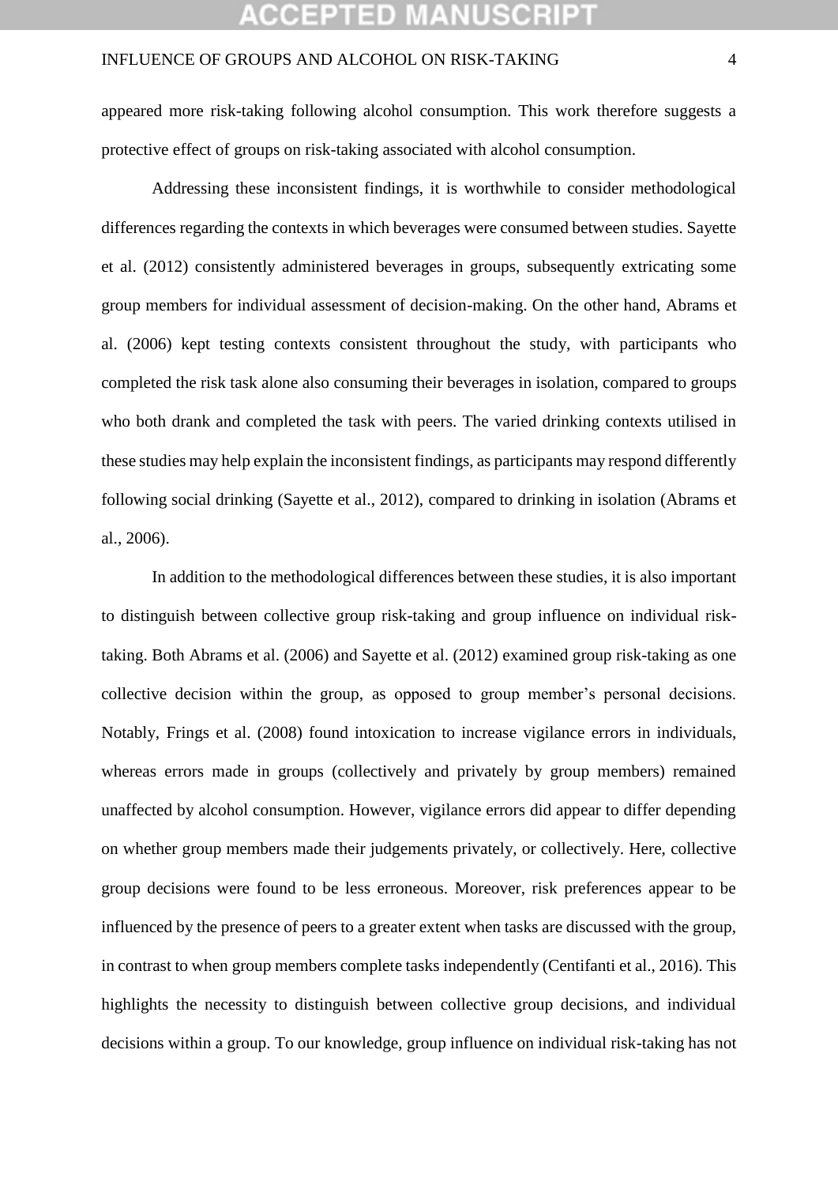appeared more risk-taking following alcohol consumption. This work therefore suggests a protective effect of groups on risk-taking associated with alcohol consumption.

Addressing these inconsistent findings, it is worthwhile to consider methodological differences regarding the contexts in which beverages were consumed between studies. Sayette et al. (2012) consistently administered beverages in groups, subsequently extricating some group members for individual assessment of decision-making. On the other hand, Abrams et al. (2006) kept testing contexts consistent throughout the study, with participants who completed the risk task alone also consuming their beverages in isolation, compared to groups who both drank and completed the task with peers. The varied drinking contexts utilised in these studies may help explain the inconsistent findings, as participants may respond differently following social drinking (Sayette et al., 2012), compared to drinking in isolation (Abrams et al., 2006).

In addition to the methodological differences between these studies, it is also important to distinguish between collective group risk-taking and group influence on individual risk-taking. Both Abrams et al. (2006) and Sayette et al. (2012) examined group risk-taking as one collective decision within the group, as opposed to group member's personal decisions. Notably, Frings et al. (2008) found intoxication to increase vigilance errors in individuals, whereas errors made in groups (collectively and privately by group members) remained unaffected by alcohol consumption. However, vigilance errors did appear to differ depending on whether group members made their judgements privately, or collectively. Here, collective group decisions were found to be less erroneous. Moreover, risk preferences appear to be influenced by the presence of peers to a greater extent when tasks are discussed with the group, in contrast to when group members complete tasks independently (Centifanti et al., 2016). This highlights the necessity to distinguish between collective group decisions, and individual decisions within a group. To our knowledge, group influence on individual risk-taking has not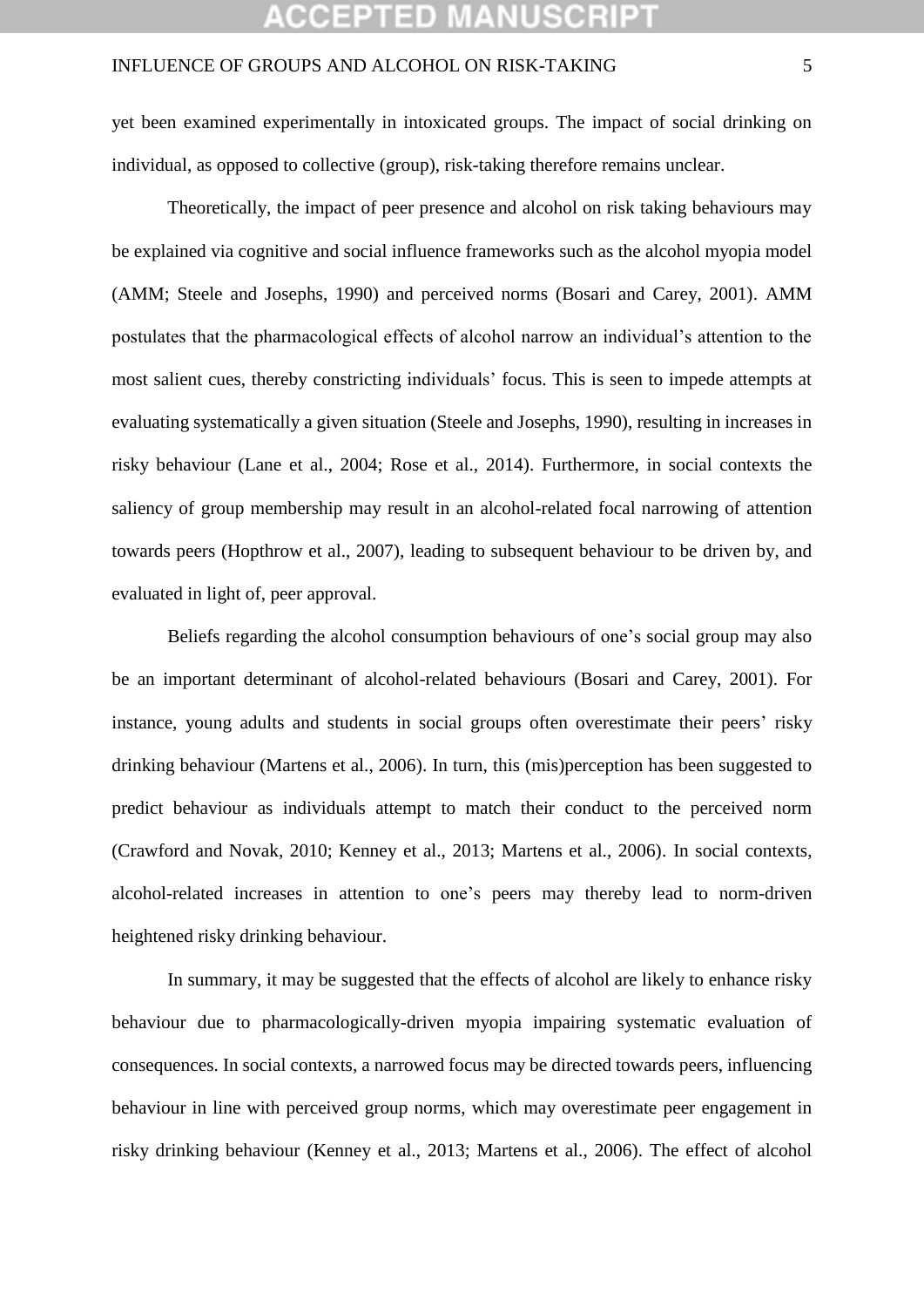yet been examined experimentally in intoxicated groups. The impact of social drinking on individual, as opposed to collective (group), risk-taking therefore remains unclear.

Theoretically, the impact of peer presence and alcohol on risk taking behaviours may be explained via cognitive and social influence frameworks such as the alcohol myopia model (AMM; Steele and Josephs, 1990) and perceived norms (Bosari and Carey, 2001). AMM postulates that the pharmacological effects of alcohol narrow an individual's attention to the most salient cues, thereby constricting individuals' focus. This is seen to impede attempts at evaluating systematically a given situation (Steele and Josephs, 1990), resulting in increases in risky behaviour (Lane et al., 2004; Rose et al., 2014). Furthermore, in social contexts the saliency of group membership may result in an alcohol-related focal narrowing of attention towards peers (Hopthrow et al., 2007), leading to subsequent behaviour to be driven by, and evaluated in light of, peer approval.

Beliefs regarding the alcohol consumption behaviours of one's social group may also be an important determinant of alcohol-related behaviours (Bosari and Carey, 2001). For instance, young adults and students in social groups often overestimate their peers' risky drinking behaviour (Martens et al., 2006). In turn, this (mis)perception has been suggested to predict behaviour as individuals attempt to match their conduct to the perceived norm (Crawford and Novak, 2010; Kenney et al., 2013; Martens et al., 2006). In social contexts, alcohol-related increases in attention to one's peers may thereby lead to norm-driven heightened risky drinking behaviour.

In summary, it may be suggested that the effects of alcohol are likely to enhance risky behaviour due to pharmacologically-driven myopia impairing systematic evaluation of consequences. In social contexts, a narrowed focus may be directed towards peers, influencing behaviour in line with perceived group norms, which may overestimate peer engagement in risky drinking behaviour (Kenney et al., 2013; Martens et al., 2006). The effect of alcohol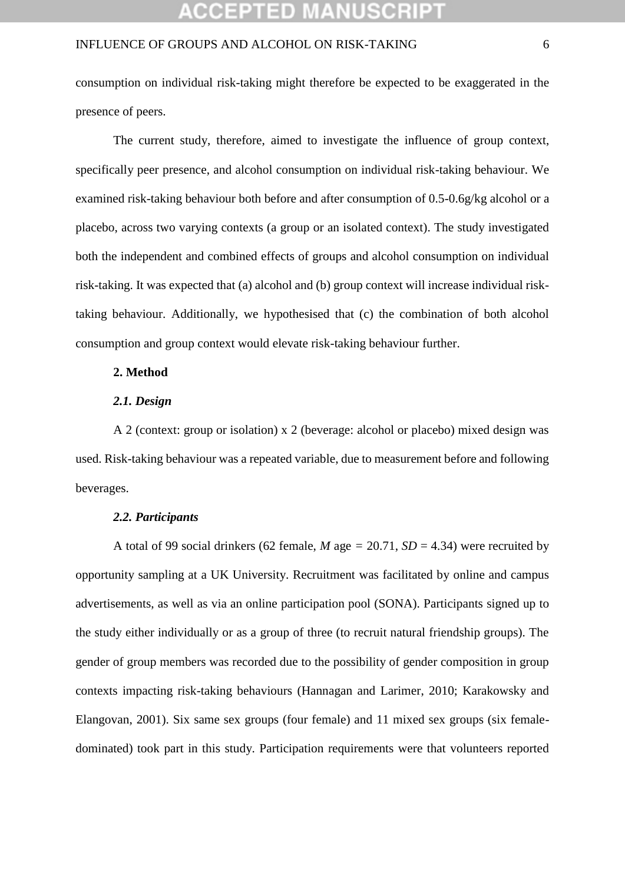consumption on individual risk-taking might therefore be expected to be exaggerated in the presence of peers.

The current study, therefore, aimed to investigate the influence of group context, specifically peer presence, and alcohol consumption on individual risk-taking behaviour. We examined risk-taking behaviour both before and after consumption of 0.5-0.6g/kg alcohol or a placebo, across two varying contexts (a group or an isolated context). The study investigated both the independent and combined effects of groups and alcohol consumption on individual risk-taking. It was expected that (a) alcohol and (b) group context will increase individual risk-taking behaviour. Additionally, we hypothesised that (c) the combination of both alcohol consumption and group context would elevate risk-taking behaviour further.

## 2. Method

### *2.1. Design*

A 2 (context: group or isolation) x 2 (beverage: alcohol or placebo) mixed design was used. Risk-taking behaviour was a repeated variable, due to measurement before and following beverages.

### *2.2. Participants*

A total of 99 social drinkers (62 female, *M* age = 20.71, *SD* = 4.34) were recruited by opportunity sampling at a UK University. Recruitment was facilitated by online and campus advertisements, as well as via an online participation pool (SONA). Participants signed up to the study either individually or as a group of three (to recruit natural friendship groups). The gender of group members was recorded due to the possibility of gender composition in group contexts impacting risk-taking behaviours (Hannagan and Larimer, 2010; Karakowsky and Elangovan, 2001). Six same sex groups (four female) and 11 mixed sex groups (six female-dominated) took part in this study. Participation requirements were that volunteers reported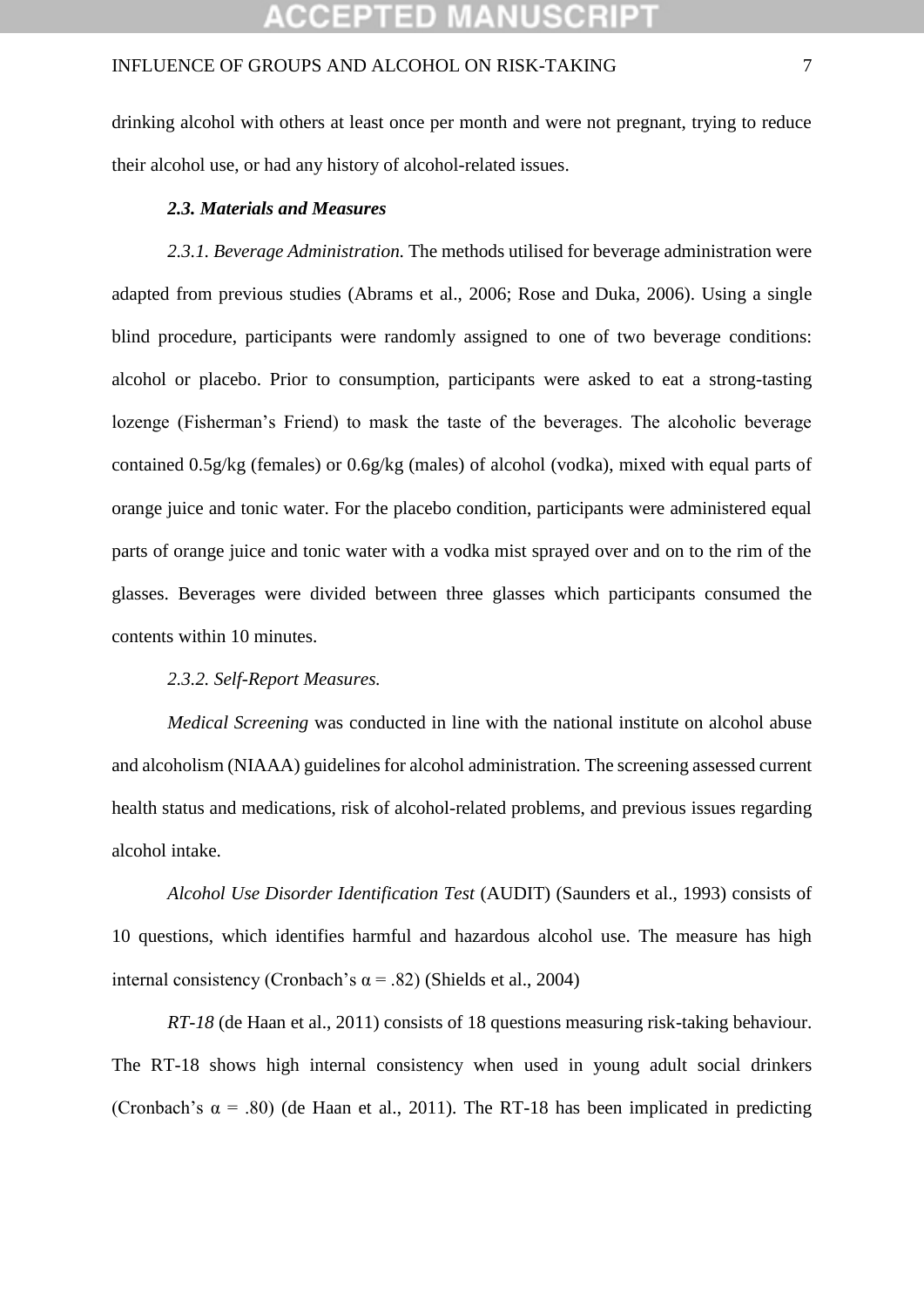drinking alcohol with others at least once per month and were not pregnant, trying to reduce their alcohol use, or had any history of alcohol-related issues.

### *2.3. Materials and Measures*

*2.3.1. Beverage Administration.* The methods utilised for beverage administration were adapted from previous studies (Abrams et al., 2006; Rose and Duka, 2006). Using a single blind procedure, participants were randomly assigned to one of two beverage conditions: alcohol or placebo. Prior to consumption, participants were asked to eat a strong-tasting lozenge (Fisherman's Friend) to mask the taste of the beverages. The alcoholic beverage contained 0.5g/kg (females) or 0.6g/kg (males) of alcohol (vodka), mixed with equal parts of orange juice and tonic water. For the placebo condition, participants were administered equal parts of orange juice and tonic water with a vodka mist sprayed over and on to the rim of the glasses. Beverages were divided between three glasses which participants consumed the contents within 10 minutes.

*2.3.2. Self-Report Measures.*

*Medical Screening* was conducted in line with the national institute on alcohol abuse and alcoholism (NIAAA) guidelines for alcohol administration. The screening assessed current health status and medications, risk of alcohol-related problems, and previous issues regarding alcohol intake.

*Alcohol Use Disorder Identification Test* (AUDIT) (Saunders et al., 1993) consists of 10 questions, which identifies harmful and hazardous alcohol use. The measure has high internal consistency (Cronbach's $\alpha = .82$) (Shields et al., 2004)

*RT-18* (de Haan et al., 2011) consists of 18 questions measuring risk-taking behaviour. The RT-18 shows high internal consistency when used in young adult social drinkers (Cronbach's $\alpha = .80$) (de Haan et al., 2011). The RT-18 has been implicated in predicting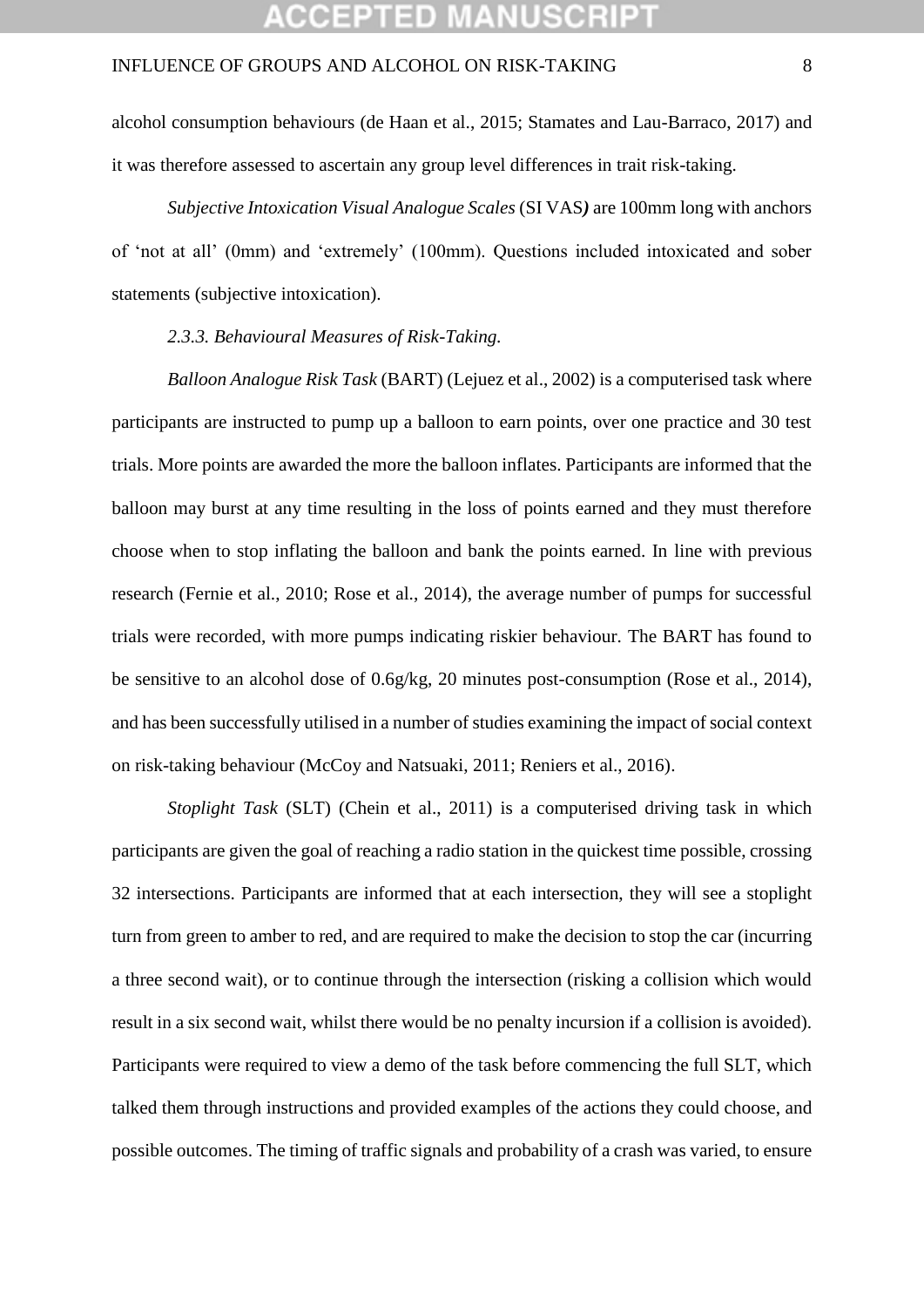alcohol consumption behaviours (de Haan et al., 2015; Stamates and Lau-Barraco, 2017) and it was therefore assessed to ascertain any group level differences in trait risk-taking.

*Subjective Intoxication Visual Analogue Scales* (SI VAS***)*** are 100mm long with anchors of 'not at all' (0mm) and 'extremely' (100mm). Questions included intoxicated and sober statements (subjective intoxication).

*2.3.3. Behavioural Measures of Risk-Taking.*

*Balloon Analogue Risk Task* (BART) (Lejuez et al., 2002) is a computerised task where participants are instructed to pump up a balloon to earn points, over one practice and 30 test trials. More points are awarded the more the balloon inflates. Participants are informed that the balloon may burst at any time resulting in the loss of points earned and they must therefore choose when to stop inflating the balloon and bank the points earned. In line with previous research (Fernie et al., 2010; Rose et al., 2014), the average number of pumps for successful trials were recorded, with more pumps indicating riskier behaviour. The BART has found to be sensitive to an alcohol dose of 0.6g/kg, 20 minutes post-consumption (Rose et al., 2014), and has been successfully utilised in a number of studies examining the impact of social context on risk-taking behaviour (McCoy and Natsuaki, 2011; Reniers et al., 2016).

*Stoplight Task* (SLT) (Chein et al., 2011) is a computerised driving task in which participants are given the goal of reaching a radio station in the quickest time possible, crossing 32 intersections. Participants are informed that at each intersection, they will see a stoplight turn from green to amber to red, and are required to make the decision to stop the car (incurring a three second wait), or to continue through the intersection (risking a collision which would result in a six second wait, whilst there would be no penalty incursion if a collision is avoided). Participants were required to view a demo of the task before commencing the full SLT, which talked them through instructions and provided examples of the actions they could choose, and possible outcomes. The timing of traffic signals and probability of a crash was varied, to ensure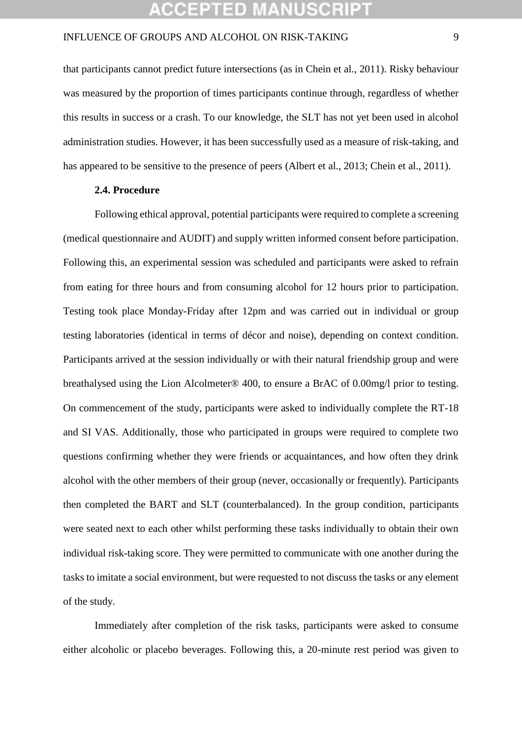that participants cannot predict future intersections (as in Chein et al., 2011). Risky behaviour was measured by the proportion of times participants continue through, regardless of whether this results in success or a crash. To our knowledge, the SLT has not yet been used in alcohol administration studies. However, it has been successfully used as a measure of risk-taking, and has appeared to be sensitive to the presence of peers (Albert et al., 2013; Chein et al., 2011).

### 2.4. Procedure

Following ethical approval, potential participants were required to complete a screening (medical questionnaire and AUDIT) and supply written informed consent before participation. Following this, an experimental session was scheduled and participants were asked to refrain from eating for three hours and from consuming alcohol for 12 hours prior to participation. Testing took place Monday-Friday after 12pm and was carried out in individual or group testing laboratories (identical in terms of décor and noise), depending on context condition. Participants arrived at the session individually or with their natural friendship group and were breathalysed using the Lion Alcolmeter® 400, to ensure a BrAC of 0.00mg/l prior to testing. On commencement of the study, participants were asked to individually complete the RT-18 and SI VAS. Additionally, those who participated in groups were required to complete two questions confirming whether they were friends or acquaintances, and how often they drink alcohol with the other members of their group (never, occasionally or frequently). Participants then completed the BART and SLT (counterbalanced). In the group condition, participants were seated next to each other whilst performing these tasks individually to obtain their own individual risk-taking score. They were permitted to communicate with one another during the tasks to imitate a social environment, but were requested to not discuss the tasks or any element of the study.

Immediately after completion of the risk tasks, participants were asked to consume either alcoholic or placebo beverages. Following this, a 20-minute rest period was given to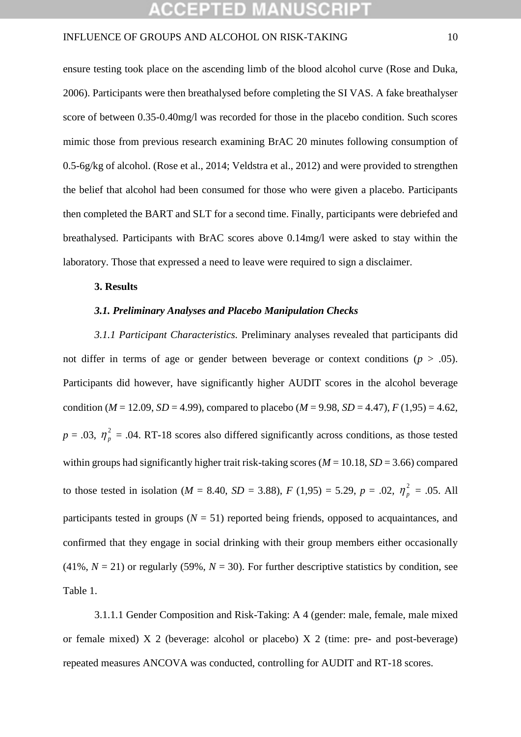ensure testing took place on the ascending limb of the blood alcohol curve (Rose and Duka, 2006). Participants were then breathalysed before completing the SI VAS. A fake breathalyser score of between 0.35-0.40mg/l was recorded for those in the placebo condition. Such scores mimic those from previous research examining BrAC 20 minutes following consumption of 0.5-6g/kg of alcohol. (Rose et al., 2014; Veldstra et al., 2012) and were provided to strengthen the belief that alcohol had been consumed for those who were given a placebo. Participants then completed the BART and SLT for a second time. Finally, participants were debriefed and breathalysed. Participants with BrAC scores above 0.14mg/l were asked to stay within the laboratory. Those that expressed a need to leave were required to sign a disclaimer.

## 3. Results

### *3.1. Preliminary Analyses and Placebo Manipulation Checks*

*3.1.1 Participant Characteristics.* Preliminary analyses revealed that participants did not differ in terms of age or gender between beverage or context conditions ($p$ > .05). Participants did however, have significantly higher AUDIT scores in the alcohol beverage condition ($M$ = 12.09, $SD$ = 4.99), compared to placebo ($M$ = 9.98, $SD$ = 4.47), $F$ (1,95) = 4.62, $p$ = .03, $\eta_p^2$ = .04. RT-18 scores also differed significantly across conditions, as those tested within groups had significantly higher trait risk-taking scores ($M$ = 10.18, $SD$ = 3.66) compared to those tested in isolation ($M$ = 8.40, $SD$ = 3.88), $F$ (1,95) = 5.29, $p$ = .02, $\eta_p^2$ = .05. All participants tested in groups ($N$ = 51) reported being friends, opposed to acquaintances, and confirmed that they engage in social drinking with their group members either occasionally (41%, $N$ = 21) or regularly (59%, $N$ = 30). For further descriptive statistics by condition, see Table 1.

3.1.1.1 Gender Composition and Risk-Taking: A 4 (gender: male, female, male mixed or female mixed) X 2 (beverage: alcohol or placebo) X 2 (time: pre- and post-beverage) repeated measures ANCOVA was conducted, controlling for AUDIT and RT-18 scores.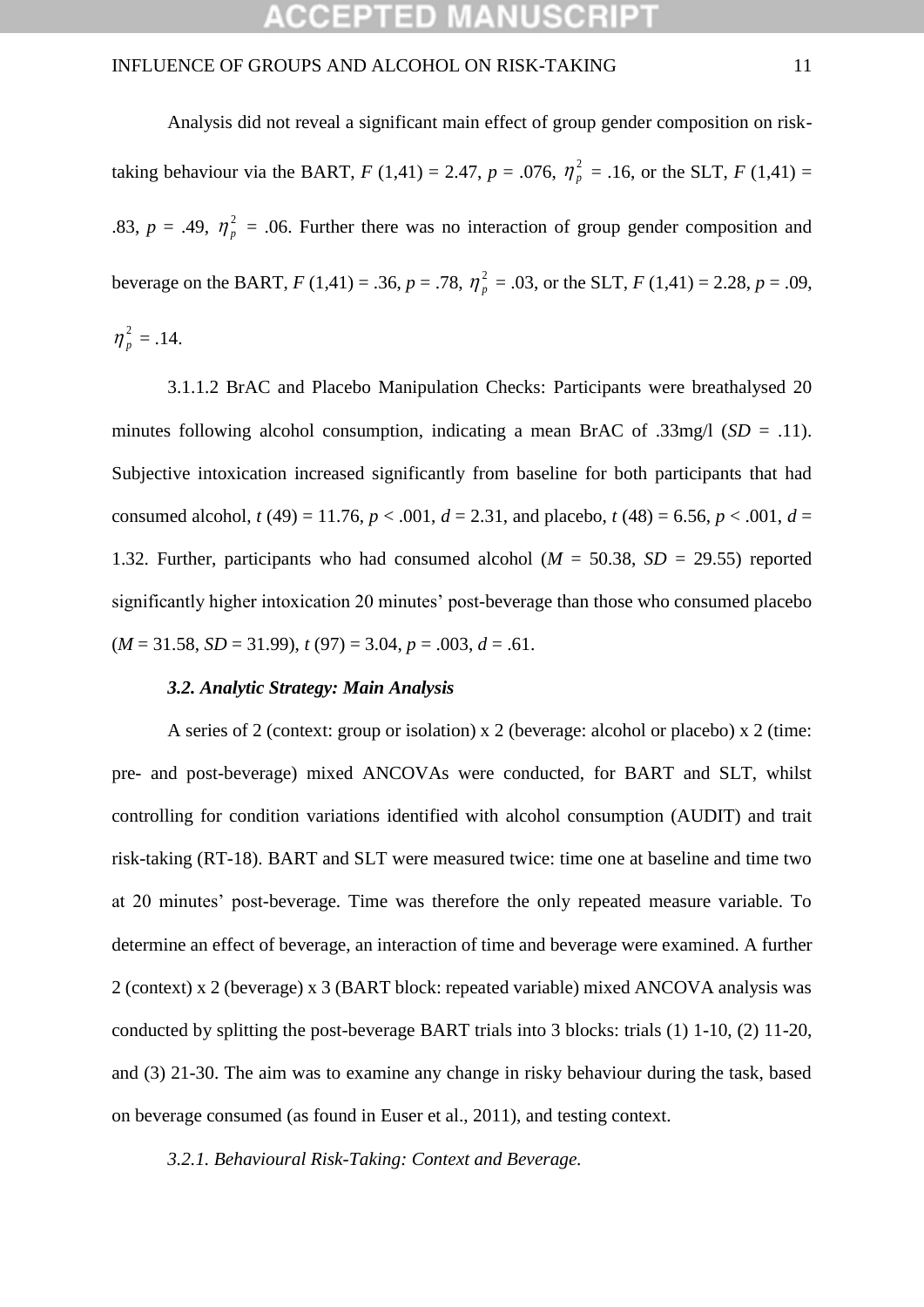Analysis did not reveal a significant main effect of group gender composition on risk-taking behaviour via the BART, $F$ (1,41) = 2.47, $p$ = .076, $\eta_p^2$ = .16, or the SLT, $F$ (1,41) = .83, $p$ = .49, $\eta_p^2$ = .06. Further there was no interaction of group gender composition and beverage on the BART, $F$ (1,41) = .36, $p$ = .78, $\eta_p^2$ = .03, or the SLT, $F$ (1,41) = 2.28, $p$ = .09, $\eta_p^2$ = .14.

3.1.1.2 BrAC and Placebo Manipulation Checks: Participants were breathalysed 20 minutes following alcohol consumption, indicating a mean BrAC of .33mg/l ($SD$ = .11). Subjective intoxication increased significantly from baseline for both participants that had consumed alcohol, $t$ (49) = 11.76, $p$ < .001, $d$ = 2.31, and placebo, $t$ (48) = 6.56, $p$ < .001, $d$ = 1.32. Further, participants who had consumed alcohol ($M$ = 50.38, $SD$ = 29.55) reported significantly higher intoxication 20 minutes' post-beverage than those who consumed placebo ($M$ = 31.58, $SD$ = 31.99), $t$ (97) = 3.04, $p$ = .003, $d$ = .61.

### *3.2. Analytic Strategy: Main Analysis*

A series of 2 (context: group or isolation) x 2 (beverage: alcohol or placebo) x 2 (time: pre- and post-beverage) mixed ANCOVAs were conducted, for BART and SLT, whilst controlling for condition variations identified with alcohol consumption (AUDIT) and trait risk-taking (RT-18). BART and SLT were measured twice: time one at baseline and time two at 20 minutes' post-beverage. Time was therefore the only repeated measure variable. To determine an effect of beverage, an interaction of time and beverage were examined. A further 2 (context) x 2 (beverage) x 3 (BART block: repeated variable) mixed ANCOVA analysis was conducted by splitting the post-beverage BART trials into 3 blocks: trials (1) 1-10, (2) 11-20, and (3) 21-30. The aim was to examine any change in risky behaviour during the task, based on beverage consumed (as found in Euser et al., 2011), and testing context.

#### *3.2.1. Behavioural Risk-Taking: Context and Beverage.*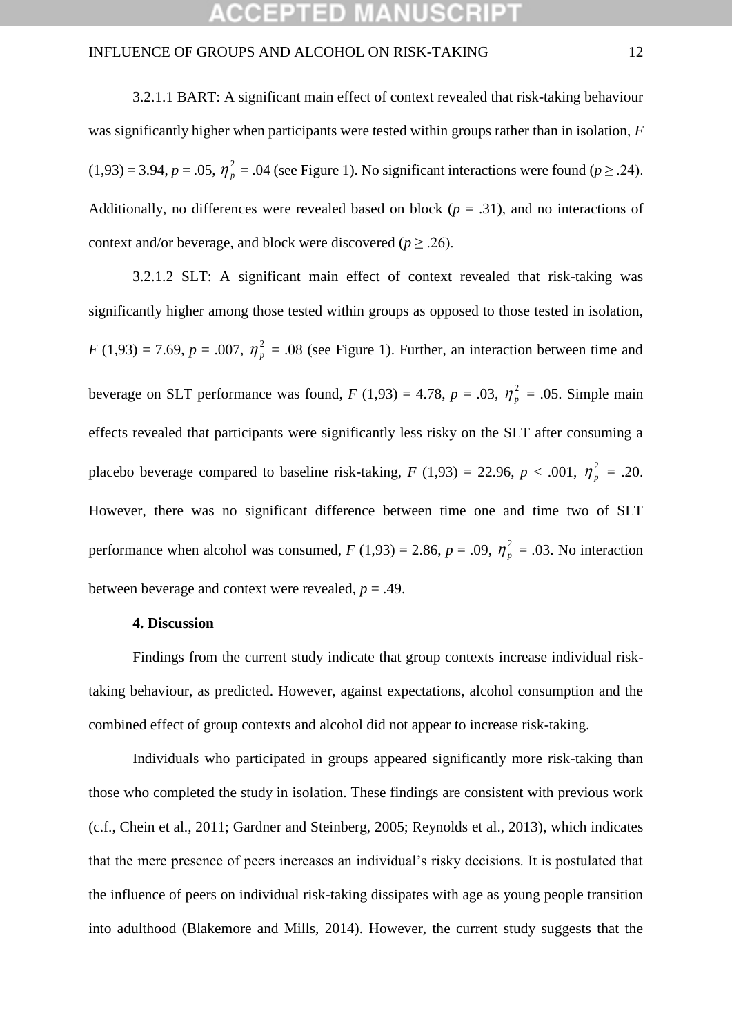3.2.1.1 BART: A significant main effect of context revealed that risk-taking behaviour was significantly higher when participants were tested within groups rather than in isolation, $F$ (1,93) = 3.94, $p$ = .05, $\eta_p^2$ = .04 (see Figure 1). No significant interactions were found ($p \geq .24$). Additionally, no differences were revealed based on block ($p$ = .31), and no interactions of context and/or beverage, and block were discovered ($p \geq .26$).

3.2.1.2 SLT: A significant main effect of context revealed that risk-taking was significantly higher among those tested within groups as opposed to those tested in isolation, $F$ (1,93) = 7.69, $p$ = .007, $\eta_p^2$ = .08 (see Figure 1). Further, an interaction between time and beverage on SLT performance was found, $F$ (1,93) = 4.78, $p$ = .03, $\eta_p^2$ = .05. Simple main effects revealed that participants were significantly less risky on the SLT after consuming a placebo beverage compared to baseline risk-taking, $F$ (1,93) = 22.96, $p$ < .001, $\eta_p^2$ = .20. However, there was no significant difference between time one and time two of SLT performance when alcohol was consumed, $F$ (1,93) = 2.86, $p$ = .09, $\eta_p^2$ = .03. No interaction between beverage and context were revealed, $p$ = .49.

## 4. Discussion

Findings from the current study indicate that group contexts increase individual risk-taking behaviour, as predicted. However, against expectations, alcohol consumption and the combined effect of group contexts and alcohol did not appear to increase risk-taking.

Individuals who participated in groups appeared significantly more risk-taking than those who completed the study in isolation. These findings are consistent with previous work (c.f., Chein et al., 2011; Gardner and Steinberg, 2005; Reynolds et al., 2013), which indicates that the mere presence of peers increases an individual's risky decisions. It is postulated that the influence of peers on individual risk-taking dissipates with age as young people transition into adulthood (Blakemore and Mills, 2014). However, the current study suggests that the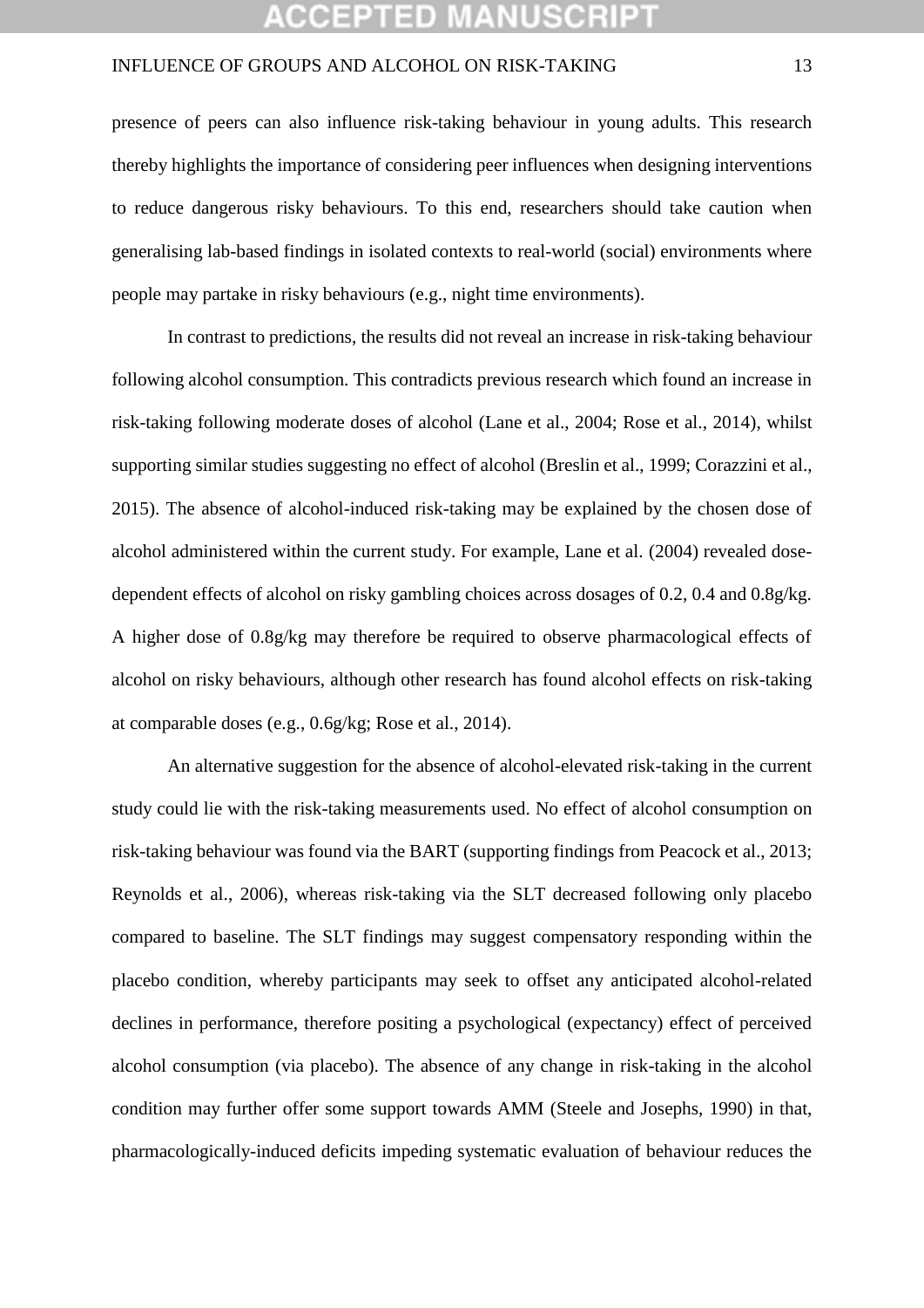presence of peers can also influence risk-taking behaviour in young adults. This research thereby highlights the importance of considering peer influences when designing interventions to reduce dangerous risky behaviours. To this end, researchers should take caution when generalising lab-based findings in isolated contexts to real-world (social) environments where people may partake in risky behaviours (e.g., night time environments).

In contrast to predictions, the results did not reveal an increase in risk-taking behaviour following alcohol consumption. This contradicts previous research which found an increase in risk-taking following moderate doses of alcohol (Lane et al., 2004; Rose et al., 2014), whilst supporting similar studies suggesting no effect of alcohol (Breslin et al., 1999; Corazzini et al., 2015). The absence of alcohol-induced risk-taking may be explained by the chosen dose of alcohol administered within the current study. For example, Lane et al. (2004) revealed dose-dependent effects of alcohol on risky gambling choices across dosages of 0.2, 0.4 and 0.8g/kg. A higher dose of 0.8g/kg may therefore be required to observe pharmacological effects of alcohol on risky behaviours, although other research has found alcohol effects on risk-taking at comparable doses (e.g., 0.6g/kg; Rose et al., 2014).

An alternative suggestion for the absence of alcohol-elevated risk-taking in the current study could lie with the risk-taking measurements used. No effect of alcohol consumption on risk-taking behaviour was found via the BART (supporting findings from Peacock et al., 2013; Reynolds et al., 2006), whereas risk-taking via the SLT decreased following only placebo compared to baseline. The SLT findings may suggest compensatory responding within the placebo condition, whereby participants may seek to offset any anticipated alcohol-related declines in performance, therefore positing a psychological (expectancy) effect of perceived alcohol consumption (via placebo). The absence of any change in risk-taking in the alcohol condition may further offer some support towards AMM (Steele and Josephs, 1990) in that, pharmacologically-induced deficits impeding systematic evaluation of behaviour reduces the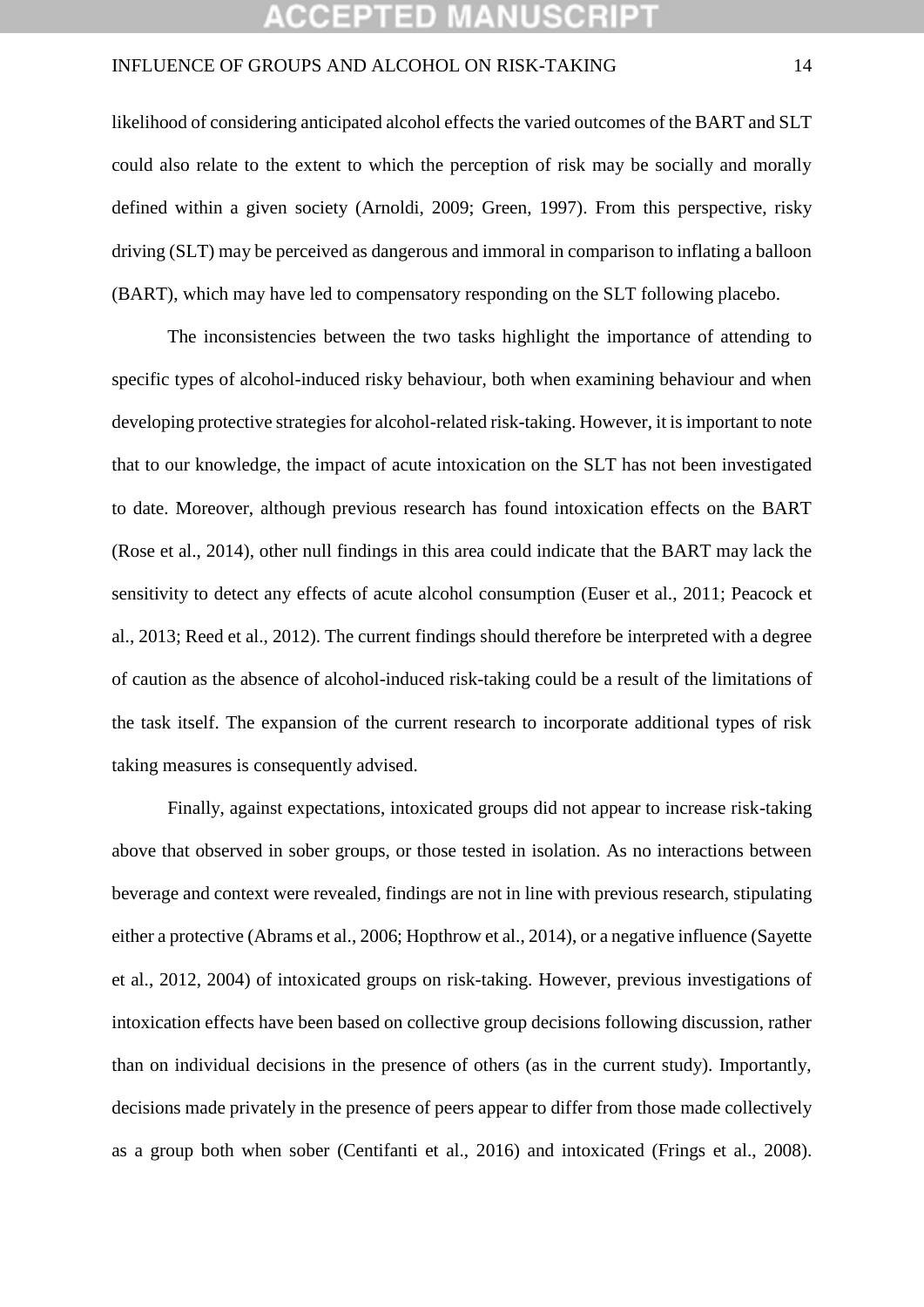likelihood of considering anticipated alcohol effects the varied outcomes of the BART and SLT could also relate to the extent to which the perception of risk may be socially and morally defined within a given society (Arnoldi, 2009; Green, 1997). From this perspective, risky driving (SLT) may be perceived as dangerous and immoral in comparison to inflating a balloon (BART), which may have led to compensatory responding on the SLT following placebo.

The inconsistencies between the two tasks highlight the importance of attending to specific types of alcohol-induced risky behaviour, both when examining behaviour and when developing protective strategies for alcohol-related risk-taking. However, it is important to note that to our knowledge, the impact of acute intoxication on the SLT has not been investigated to date. Moreover, although previous research has found intoxication effects on the BART (Rose et al., 2014), other null findings in this area could indicate that the BART may lack the sensitivity to detect any effects of acute alcohol consumption (Euser et al., 2011; Peacock et al., 2013; Reed et al., 2012). The current findings should therefore be interpreted with a degree of caution as the absence of alcohol-induced risk-taking could be a result of the limitations of the task itself. The expansion of the current research to incorporate additional types of risk taking measures is consequently advised.

Finally, against expectations, intoxicated groups did not appear to increase risk-taking above that observed in sober groups, or those tested in isolation. As no interactions between beverage and context were revealed, findings are not in line with previous research, stipulating either a protective (Abrams et al., 2006; Hopthrow et al., 2014), or a negative influence (Sayette et al., 2012, 2004) of intoxicated groups on risk-taking. However, previous investigations of intoxication effects have been based on collective group decisions following discussion, rather than on individual decisions in the presence of others (as in the current study). Importantly, decisions made privately in the presence of peers appear to differ from those made collectively as a group both when sober (Centifanti et al., 2016) and intoxicated (Frings et al., 2008).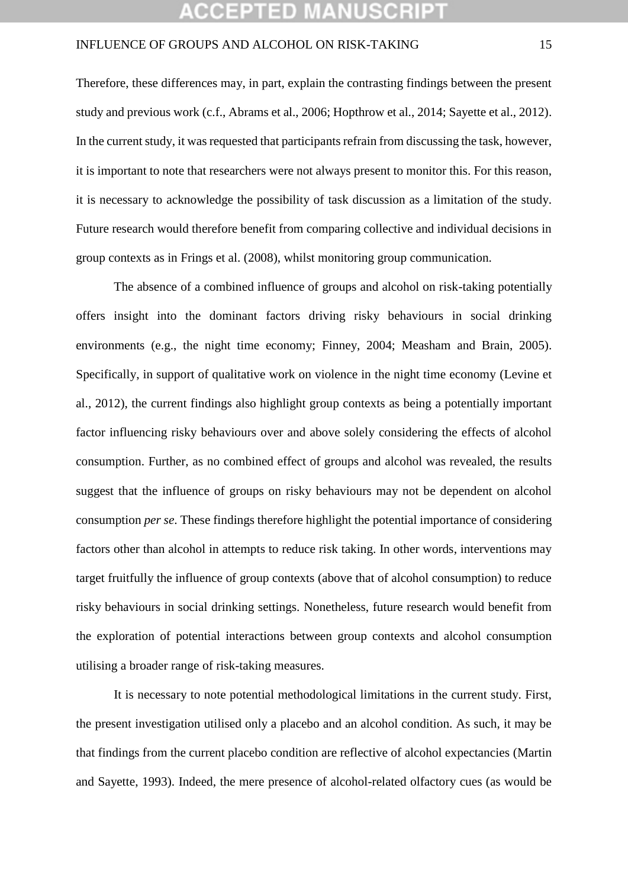Therefore, these differences may, in part, explain the contrasting findings between the present study and previous work (c.f., Abrams et al., 2006; Hopthrow et al., 2014; Sayette et al., 2012). In the current study, it was requested that participants refrain from discussing the task, however, it is important to note that researchers were not always present to monitor this. For this reason, it is necessary to acknowledge the possibility of task discussion as a limitation of the study. Future research would therefore benefit from comparing collective and individual decisions in group contexts as in Frings et al. (2008), whilst monitoring group communication.

The absence of a combined influence of groups and alcohol on risk-taking potentially offers insight into the dominant factors driving risky behaviours in social drinking environments (e.g., the night time economy; Finney, 2004; Measham and Brain, 2005). Specifically, in support of qualitative work on violence in the night time economy (Levine et al., 2012), the current findings also highlight group contexts as being a potentially important factor influencing risky behaviours over and above solely considering the effects of alcohol consumption. Further, as no combined effect of groups and alcohol was revealed, the results suggest that the influence of groups on risky behaviours may not be dependent on alcohol consumption *per se*. These findings therefore highlight the potential importance of considering factors other than alcohol in attempts to reduce risk taking. In other words, interventions may target fruitfully the influence of group contexts (above that of alcohol consumption) to reduce risky behaviours in social drinking settings. Nonetheless, future research would benefit from the exploration of potential interactions between group contexts and alcohol consumption utilising a broader range of risk-taking measures.

It is necessary to note potential methodological limitations in the current study. First, the present investigation utilised only a placebo and an alcohol condition. As such, it may be that findings from the current placebo condition are reflective of alcohol expectancies (Martin and Sayette, 1993). Indeed, the mere presence of alcohol-related olfactory cues (as would be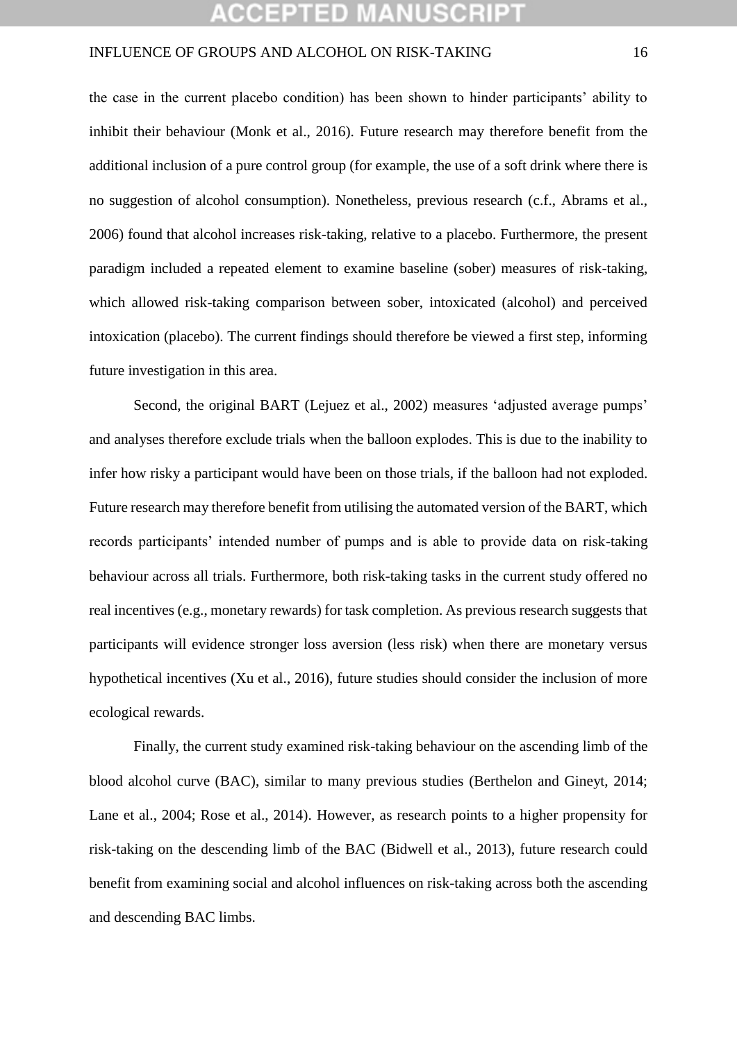the case in the current placebo condition) has been shown to hinder participants' ability to inhibit their behaviour (Monk et al., 2016). Future research may therefore benefit from the additional inclusion of a pure control group (for example, the use of a soft drink where there is no suggestion of alcohol consumption). Nonetheless, previous research (c.f., Abrams et al., 2006) found that alcohol increases risk-taking, relative to a placebo. Furthermore, the present paradigm included a repeated element to examine baseline (sober) measures of risk-taking, which allowed risk-taking comparison between sober, intoxicated (alcohol) and perceived intoxication (placebo). The current findings should therefore be viewed a first step, informing future investigation in this area.

Second, the original BART (Lejuez et al., 2002) measures 'adjusted average pumps' and analyses therefore exclude trials when the balloon explodes. This is due to the inability to infer how risky a participant would have been on those trials, if the balloon had not exploded. Future research may therefore benefit from utilising the automated version of the BART, which records participants' intended number of pumps and is able to provide data on risk-taking behaviour across all trials. Furthermore, both risk-taking tasks in the current study offered no real incentives (e.g., monetary rewards) for task completion. As previous research suggests that participants will evidence stronger loss aversion (less risk) when there are monetary versus hypothetical incentives (Xu et al., 2016), future studies should consider the inclusion of more ecological rewards.

Finally, the current study examined risk-taking behaviour on the ascending limb of the blood alcohol curve (BAC), similar to many previous studies (Berthelon and Gineyt, 2014; Lane et al., 2004; Rose et al., 2014). However, as research points to a higher propensity for risk-taking on the descending limb of the BAC (Bidwell et al., 2013), future research could benefit from examining social and alcohol influences on risk-taking across both the ascending and descending BAC limbs.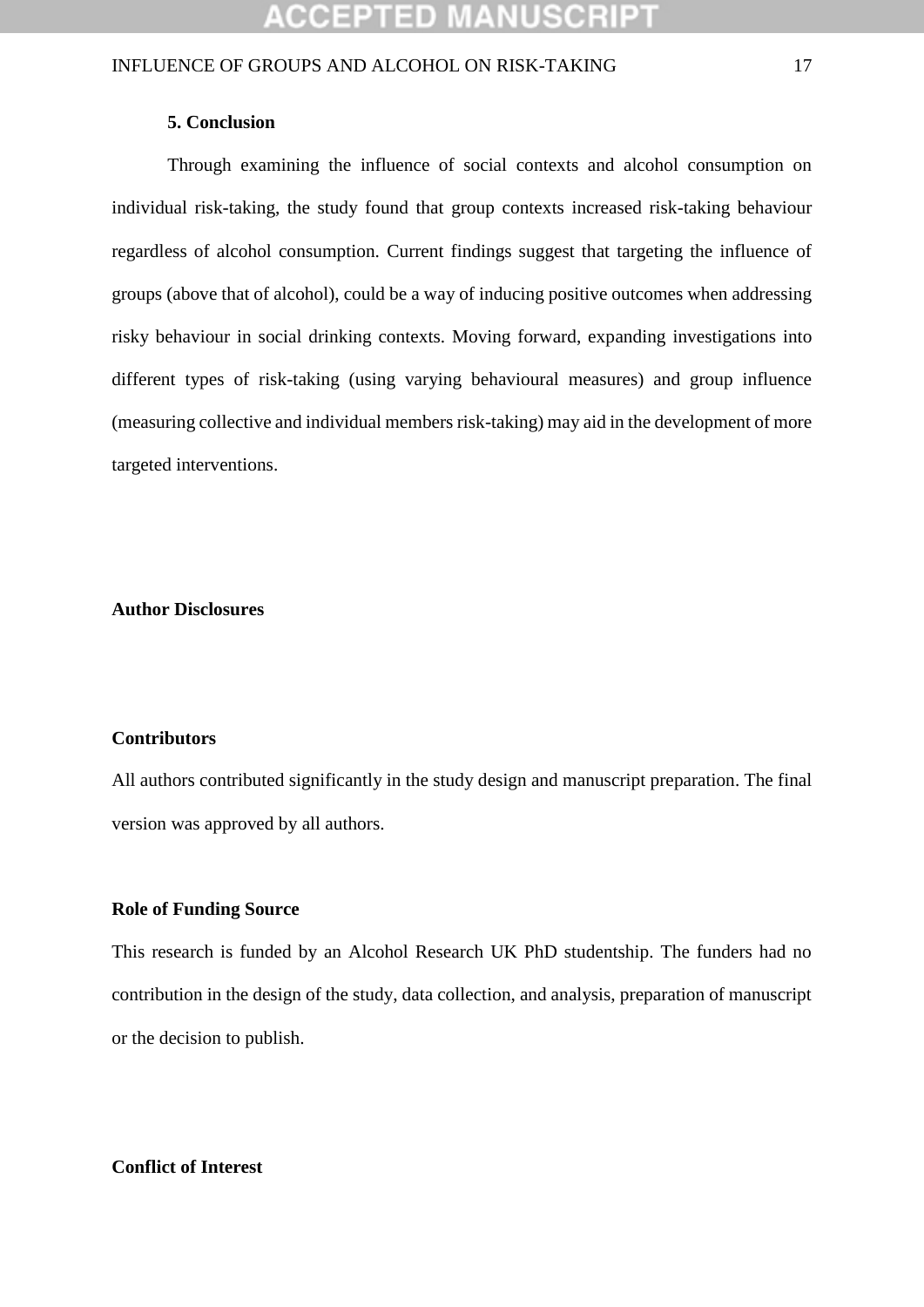## 5. Conclusion

Through examining the influence of social contexts and alcohol consumption on individual risk-taking, the study found that group contexts increased risk-taking behaviour regardless of alcohol consumption. Current findings suggest that targeting the influence of groups (above that of alcohol), could be a way of inducing positive outcomes when addressing risky behaviour in social drinking contexts. Moving forward, expanding investigations into different types of risk-taking (using varying behavioural measures) and group influence (measuring collective and individual members risk-taking) may aid in the development of more targeted interventions.

**Author Disclosures**

**Contributors**

All authors contributed significantly in the study design and manuscript preparation. The final version was approved by all authors.

**Role of Funding Source**

This research is funded by an Alcohol Research UK PhD studentship. The funders had no contribution in the design of the study, data collection, and analysis, preparation of manuscript or the decision to publish.

**Conflict of Interest**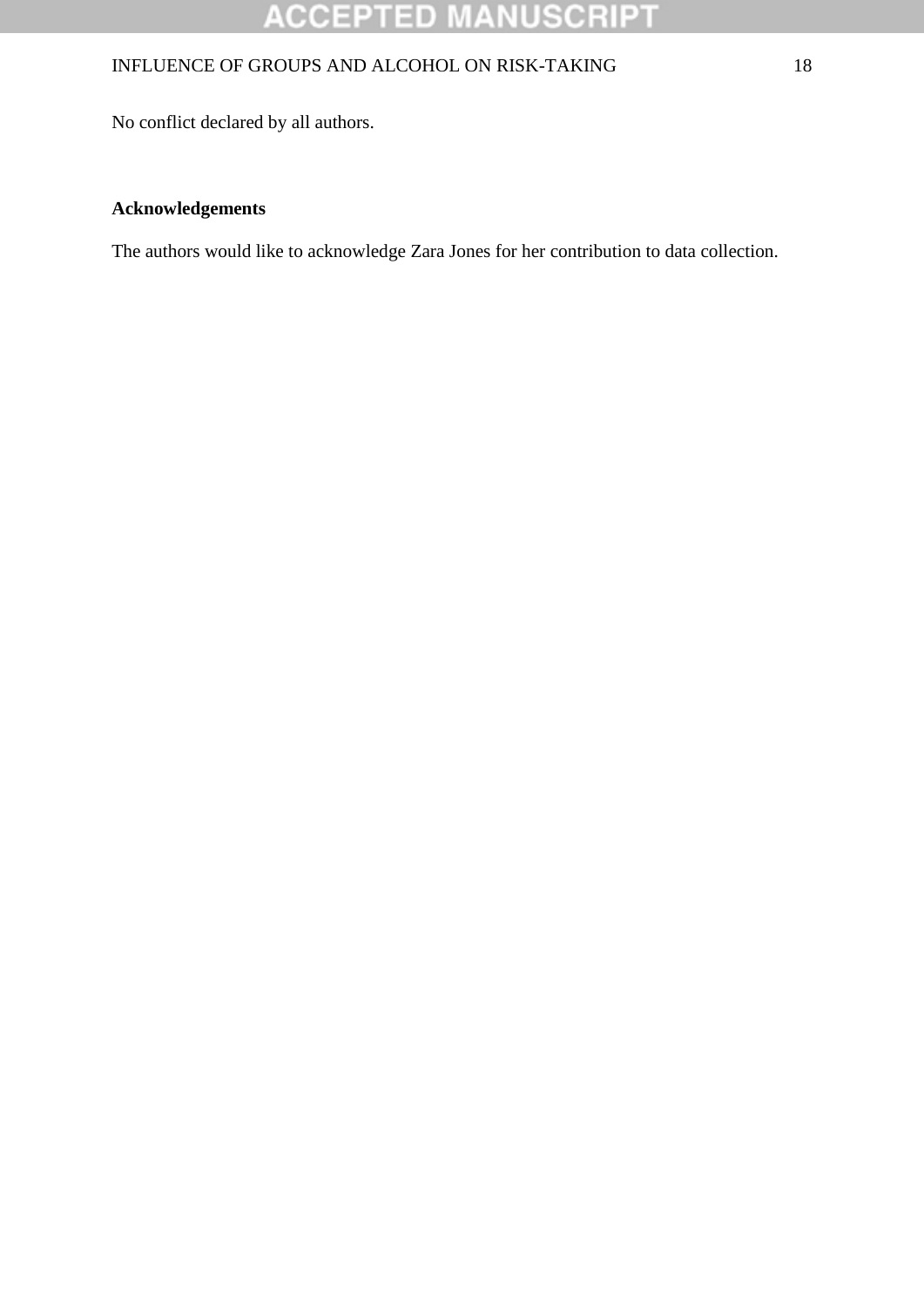No conflict declared by all authors.

**Acknowledgements**

The authors would like to acknowledge Zara Jones for her contribution to data collection.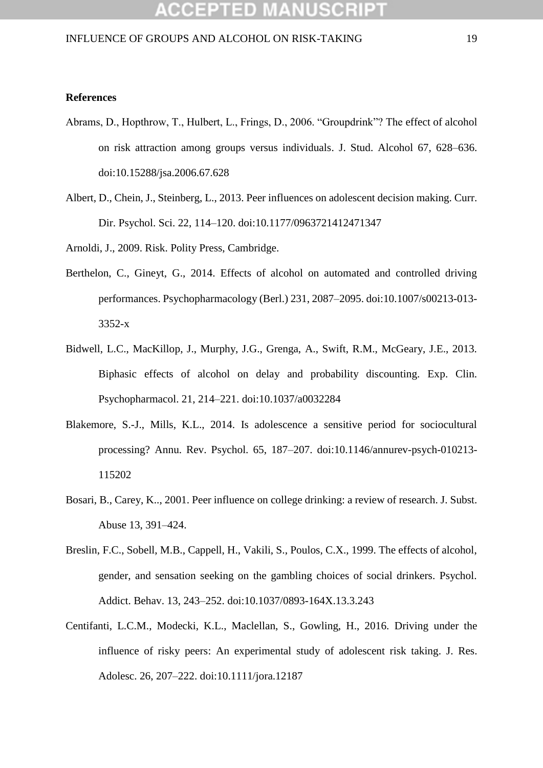**References**

Abrams, D., Hopthrow, T., Hulbert, L., Frings, D., 2006. "Groupdrink"? The effect of alcohol on risk attraction among groups versus individuals. J. Stud. Alcohol 67, 628–636. doi:10.15288/jsa.2006.67.628

Albert, D., Chein, J., Steinberg, L., 2013. Peer influences on adolescent decision making. Curr. Dir. Psychol. Sci. 22, 114–120. doi:10.1177/0963721412471347

Arnoldi, J., 2009. Risk. Polity Press, Cambridge.

Berthelon, C., Gineyt, G., 2014. Effects of alcohol on automated and controlled driving performances. Psychopharmacology (Berl.) 231, 2087–2095. doi:10.1007/s00213-013-3352-x

Bidwell, L.C., MacKillop, J., Murphy, J.G., Grenga, A., Swift, R.M., McGeary, J.E., 2013. Biphasic effects of alcohol on delay and probability discounting. Exp. Clin. Psychopharmacol. 21, 214–221. doi:10.1037/a0032284

Blakemore, S.-J., Mills, K.L., 2014. Is adolescence a sensitive period for sociocultural processing? Annu. Rev. Psychol. 65, 187–207. doi:10.1146/annurev-psych-010213-115202

Bosari, B., Carey, K.., 2001. Peer influence on college drinking: a review of research. J. Subst. Abuse 13, 391–424.

Breslin, F.C., Sobell, M.B., Cappell, H., Vakili, S., Poulos, C.X., 1999. The effects of alcohol, gender, and sensation seeking on the gambling choices of social drinkers. Psychol. Addict. Behav. 13, 243–252. doi:10.1037/0893-164X.13.3.243

Centifanti, L.C.M., Modecki, K.L., Maclellan, S., Gowling, H., 2016. Driving under the influence of risky peers: An experimental study of adolescent risk taking. J. Res. Adolesc. 26, 207–222. doi:10.1111/jora.12187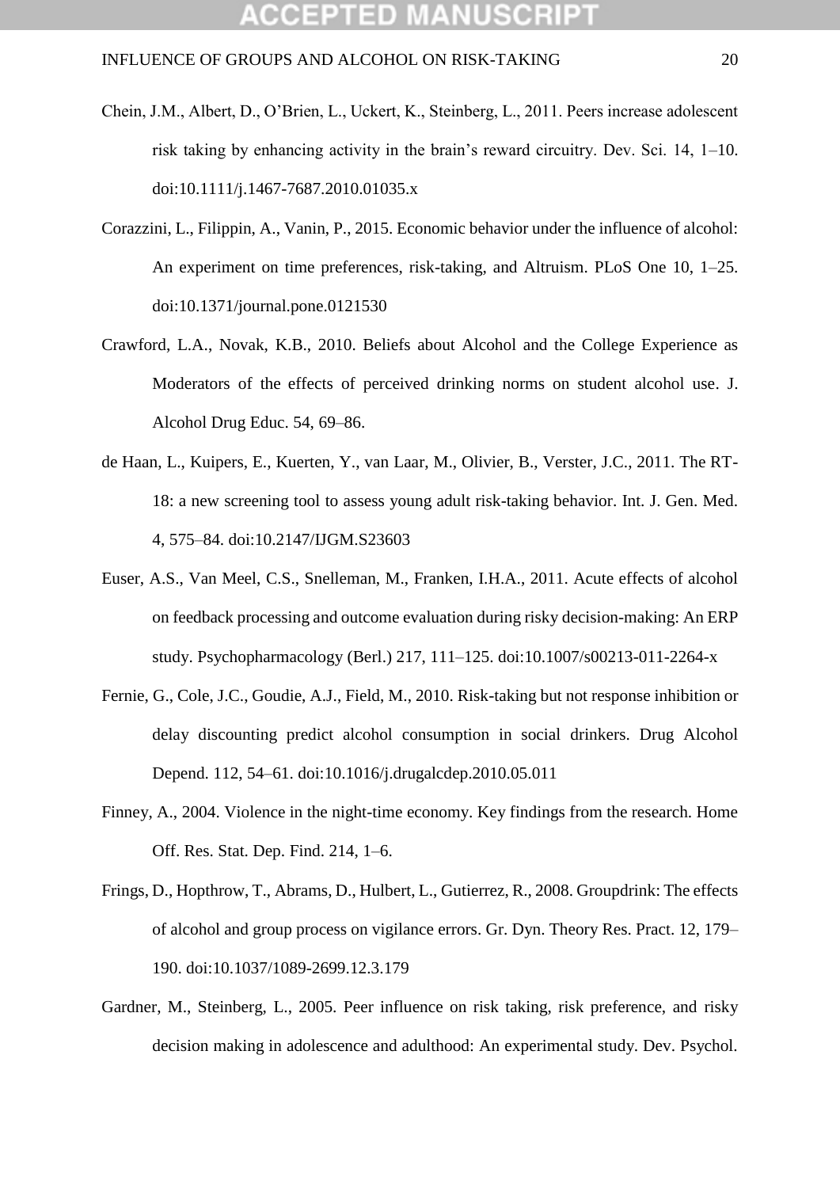Chein, J.M., Albert, D., O'Brien, L., Uckert, K., Steinberg, L., 2011. Peers increase adolescent risk taking by enhancing activity in the brain's reward circuitry. Dev. Sci. 14, 1–10. doi:10.1111/j.1467-7687.2010.01035.x

Corazzini, L., Filippin, A., Vanin, P., 2015. Economic behavior under the influence of alcohol: An experiment on time preferences, risk-taking, and Altruism. PLoS One 10, 1–25. doi:10.1371/journal.pone.0121530

Crawford, L.A., Novak, K.B., 2010. Beliefs about Alcohol and the College Experience as Moderators of the effects of perceived drinking norms on student alcohol use. J. Alcohol Drug Educ. 54, 69–86.

de Haan, L., Kuipers, E., Kuerten, Y., van Laar, M., Olivier, B., Verster, J.C., 2011. The RT-18: a new screening tool to assess young adult risk-taking behavior. Int. J. Gen. Med. 4, 575–84. doi:10.2147/IJGM.S23603

Euser, A.S., Van Meel, C.S., Snelleman, M., Franken, I.H.A., 2011. Acute effects of alcohol on feedback processing and outcome evaluation during risky decision-making: An ERP study. Psychopharmacology (Berl.) 217, 111–125. doi:10.1007/s00213-011-2264-x

Fernie, G., Cole, J.C., Goudie, A.J., Field, M., 2010. Risk-taking but not response inhibition or delay discounting predict alcohol consumption in social drinkers. Drug Alcohol Depend. 112, 54–61. doi:10.1016/j.drugalcdep.2010.05.011

Finney, A., 2004. Violence in the night-time economy. Key findings from the research. Home Off. Res. Stat. Dep. Find. 214, 1–6.

Frings, D., Hopthrow, T., Abrams, D., Hulbert, L., Gutierrez, R., 2008. Groupdrink: The effects of alcohol and group process on vigilance errors. Gr. Dyn. Theory Res. Pract. 12, 179–190. doi:10.1037/1089-2699.12.3.179

Gardner, M., Steinberg, L., 2005. Peer influence on risk taking, risk preference, and risky decision making in adolescence and adulthood: An experimental study. Dev. Psychol.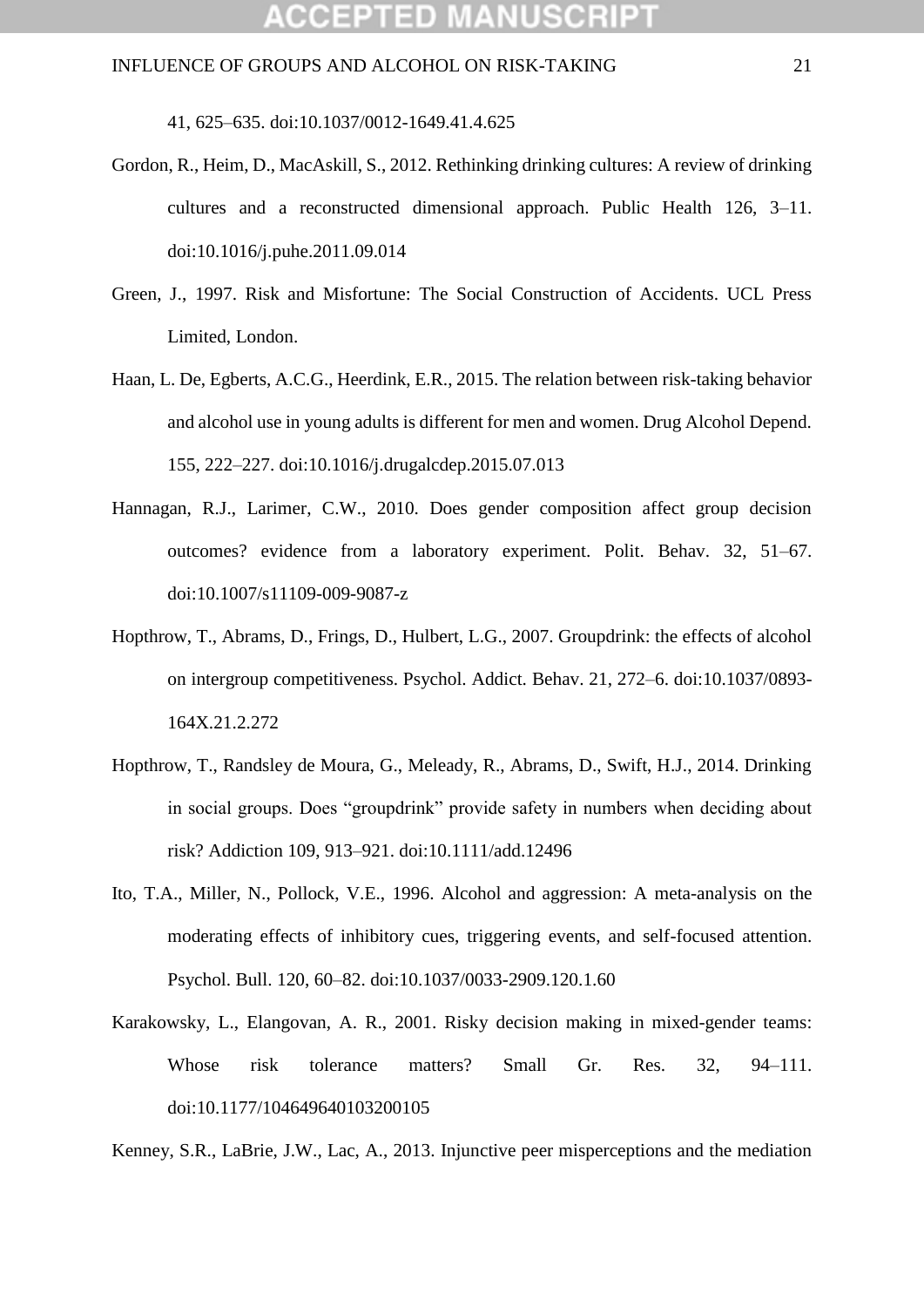41, 625–635. doi:10.1037/0012-1649.41.4.625

Gordon, R., Heim, D., MacAskill, S., 2012. Rethinking drinking cultures: A review of drinking cultures and a reconstructed dimensional approach. Public Health 126, 3–11. doi:10.1016/j.puhe.2011.09.014

Green, J., 1997. Risk and Misfortune: The Social Construction of Accidents. UCL Press Limited, London.

Haan, L. De, Egberts, A.C.G., Heerdink, E.R., 2015. The relation between risk-taking behavior and alcohol use in young adults is different for men and women. Drug Alcohol Depend. 155, 222–227. doi:10.1016/j.drugalcdep.2015.07.013

Hannagan, R.J., Larimer, C.W., 2010. Does gender composition affect group decision outcomes? evidence from a laboratory experiment. Polit. Behav. 32, 51–67. doi:10.1007/s11109-009-9087-z

Hopthrow, T., Abrams, D., Frings, D., Hulbert, L.G., 2007. Groupdrink: the effects of alcohol on intergroup competitiveness. Psychol. Addict. Behav. 21, 272–6. doi:10.1037/0893-164X.21.2.272

Hopthrow, T., Randsley de Moura, G., Meleady, R., Abrams, D., Swift, H.J., 2014. Drinking in social groups. Does "groupdrink" provide safety in numbers when deciding about risk? Addiction 109, 913–921. doi:10.1111/add.12496

Ito, T.A., Miller, N., Pollock, V.E., 1996. Alcohol and aggression: A meta-analysis on the moderating effects of inhibitory cues, triggering events, and self-focused attention. Psychol. Bull. 120, 60–82. doi:10.1037/0033-2909.120.1.60

Karakowsky, L., Elangovan, A. R., 2001. Risky decision making in mixed-gender teams: Whose risk tolerance matters? Small Gr. Res. 32, 94–111. doi:10.1177/104649640103200105

Kenney, S.R., LaBrie, J.W., Lac, A., 2013. Injunctive peer misperceptions and the mediation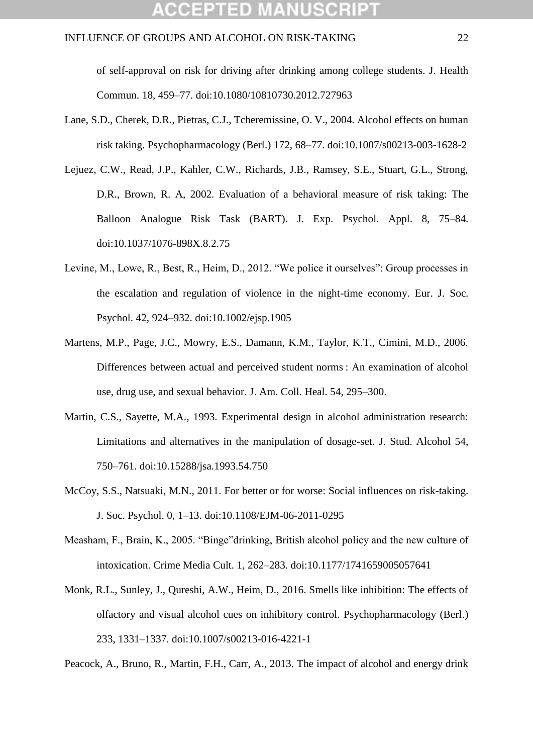of self-approval on risk for driving after drinking among college students. J. Health Commun. 18, 459–77. doi:10.1080/10810730.2012.727963

Lane, S.D., Cherek, D.R., Pietras, C.J., Tcheremissine, O. V., 2004. Alcohol effects on human risk taking. Psychopharmacology (Berl.) 172, 68–77. doi:10.1007/s00213-003-1628-2

Lejuez, C.W., Read, J.P., Kahler, C.W., Richards, J.B., Ramsey, S.E., Stuart, G.L., Strong, D.R., Brown, R. A, 2002. Evaluation of a behavioral measure of risk taking: The Balloon Analogue Risk Task (BART). J. Exp. Psychol. Appl. 8, 75–84. doi:10.1037/1076-898X.8.2.75

Levine, M., Lowe, R., Best, R., Heim, D., 2012. "We police it ourselves": Group processes in the escalation and regulation of violence in the night-time economy. Eur. J. Soc. Psychol. 42, 924–932. doi:10.1002/ejsp.1905

Martens, M.P., Page, J.C., Mowry, E.S., Damann, K.M., Taylor, K.T., Cimini, M.D., 2006. Differences between actual and perceived student norms : An examination of alcohol use, drug use, and sexual behavior. J. Am. Coll. Heal. 54, 295–300.

Martin, C.S., Sayette, M.A., 1993. Experimental design in alcohol administration research: Limitations and alternatives in the manipulation of dosage-set. J. Stud. Alcohol 54, 750–761. doi:10.15288/jsa.1993.54.750

McCoy, S.S., Natsuaki, M.N., 2011. For better or for worse: Social influences on risk-taking. J. Soc. Psychol. 0, 1–13. doi:10.1108/EJM-06-2011-0295

Measham, F., Brain, K., 2005. "Binge"drinking, British alcohol policy and the new culture of intoxication. Crime Media Cult. 1, 262–283. doi:10.1177/1741659005057641

Monk, R.L., Sunley, J., Qureshi, A.W., Heim, D., 2016. Smells like inhibition: The effects of olfactory and visual alcohol cues on inhibitory control. Psychopharmacology (Berl.) 233, 1331–1337. doi:10.1007/s00213-016-4221-1

Peacock, A., Bruno, R., Martin, F.H., Carr, A., 2013. The impact of alcohol and energy drink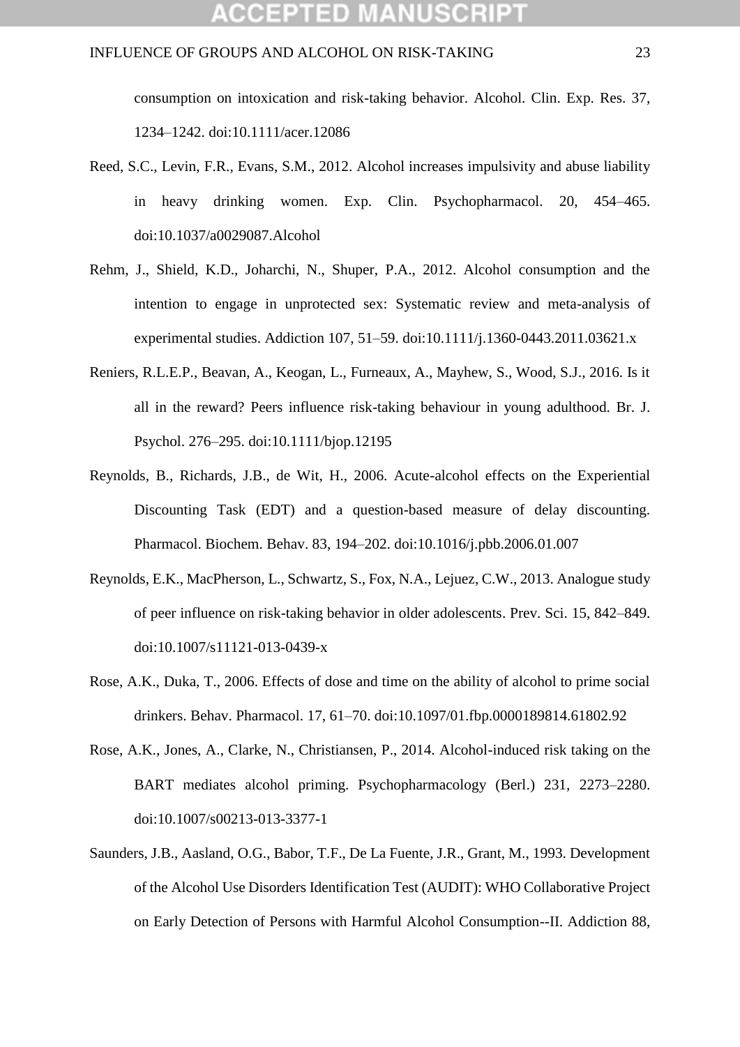consumption on intoxication and risk-taking behavior. Alcohol. Clin. Exp. Res. 37, 1234–1242. doi:10.1111/acer.12086

Reed, S.C., Levin, F.R., Evans, S.M., 2012. Alcohol increases impulsivity and abuse liability in heavy drinking women. Exp. Clin. Psychopharmacol. 20, 454–465. doi:10.1037/a0029087.Alcohol

Rehm, J., Shield, K.D., Joharchi, N., Shuper, P.A., 2012. Alcohol consumption and the intention to engage in unprotected sex: Systematic review and meta-analysis of experimental studies. Addiction 107, 51–59. doi:10.1111/j.1360-0443.2011.03621.x

Reniers, R.L.E.P., Beavan, A., Keogan, L., Furneaux, A., Mayhew, S., Wood, S.J., 2016. Is it all in the reward? Peers influence risk-taking behaviour in young adulthood. Br. J. Psychol. 276–295. doi:10.1111/bjop.12195

Reynolds, B., Richards, J.B., de Wit, H., 2006. Acute-alcohol effects on the Experiential Discounting Task (EDT) and a question-based measure of delay discounting. Pharmacol. Biochem. Behav. 83, 194–202. doi:10.1016/j.pbb.2006.01.007

Reynolds, E.K., MacPherson, L., Schwartz, S., Fox, N.A., Lejuez, C.W., 2013. Analogue study of peer influence on risk-taking behavior in older adolescents. Prev. Sci. 15, 842–849. doi:10.1007/s11121-013-0439-x

Rose, A.K., Duka, T., 2006. Effects of dose and time on the ability of alcohol to prime social drinkers. Behav. Pharmacol. 17, 61–70. doi:10.1097/01.fbp.0000189814.61802.92

Rose, A.K., Jones, A., Clarke, N., Christiansen, P., 2014. Alcohol-induced risk taking on the BART mediates alcohol priming. Psychopharmacology (Berl.) 231, 2273–2280. doi:10.1007/s00213-013-3377-1

Saunders, J.B., Aasland, O.G., Babor, T.F., De La Fuente, J.R., Grant, M., 1993. Development of the Alcohol Use Disorders Identification Test (AUDIT): WHO Collaborative Project on Early Detection of Persons with Harmful Alcohol Consumption--II. Addiction 88,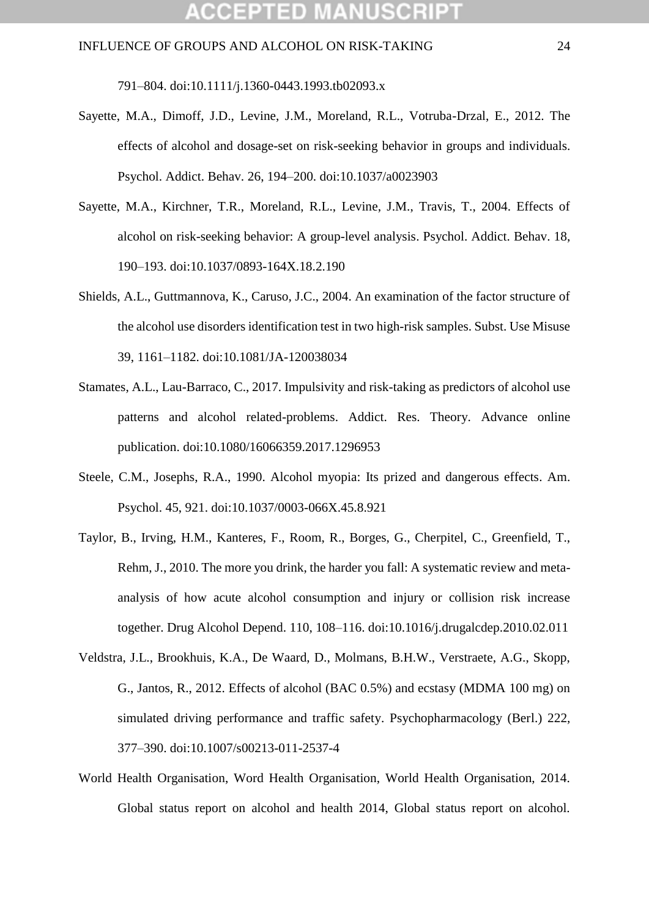791–804. doi:10.1111/j.1360-0443.1993.tb02093.x

Sayette, M.A., Dimoff, J.D., Levine, J.M., Moreland, R.L., Votruba-Drzal, E., 2012. The effects of alcohol and dosage-set on risk-seeking behavior in groups and individuals. Psychol. Addict. Behav. 26, 194–200. doi:10.1037/a0023903

Sayette, M.A., Kirchner, T.R., Moreland, R.L., Levine, J.M., Travis, T., 2004. Effects of alcohol on risk-seeking behavior: A group-level analysis. Psychol. Addict. Behav. 18, 190–193. doi:10.1037/0893-164X.18.2.190

Shields, A.L., Guttmannova, K., Caruso, J.C., 2004. An examination of the factor structure of the alcohol use disorders identification test in two high-risk samples. Subst. Use Misuse 39, 1161–1182. doi:10.1081/JA-120038034

Stamates, A.L., Lau-Barraco, C., 2017. Impulsivity and risk-taking as predictors of alcohol use patterns and alcohol related-problems. Addict. Res. Theory. Advance online publication. doi:10.1080/16066359.2017.1296953

Steele, C.M., Josephs, R.A., 1990. Alcohol myopia: Its prized and dangerous effects. Am. Psychol. 45, 921. doi:10.1037/0003-066X.45.8.921

Taylor, B., Irving, H.M., Kanteres, F., Room, R., Borges, G., Cherpitel, C., Greenfield, T., Rehm, J., 2010. The more you drink, the harder you fall: A systematic review and meta-analysis of how acute alcohol consumption and injury or collision risk increase together. Drug Alcohol Depend. 110, 108–116. doi:10.1016/j.drugalcdep.2010.02.011

Veldstra, J.L., Brookhuis, K.A., De Waard, D., Molmans, B.H.W., Verstraete, A.G., Skopp, G., Jantos, R., 2012. Effects of alcohol (BAC 0.5%) and ecstasy (MDMA 100 mg) on simulated driving performance and traffic safety. Psychopharmacology (Berl.) 222, 377–390. doi:10.1007/s00213-011-2537-4

World Health Organisation, Word Health Organisation, World Health Organisation, 2014. Global status report on alcohol and health 2014, Global status report on alcohol.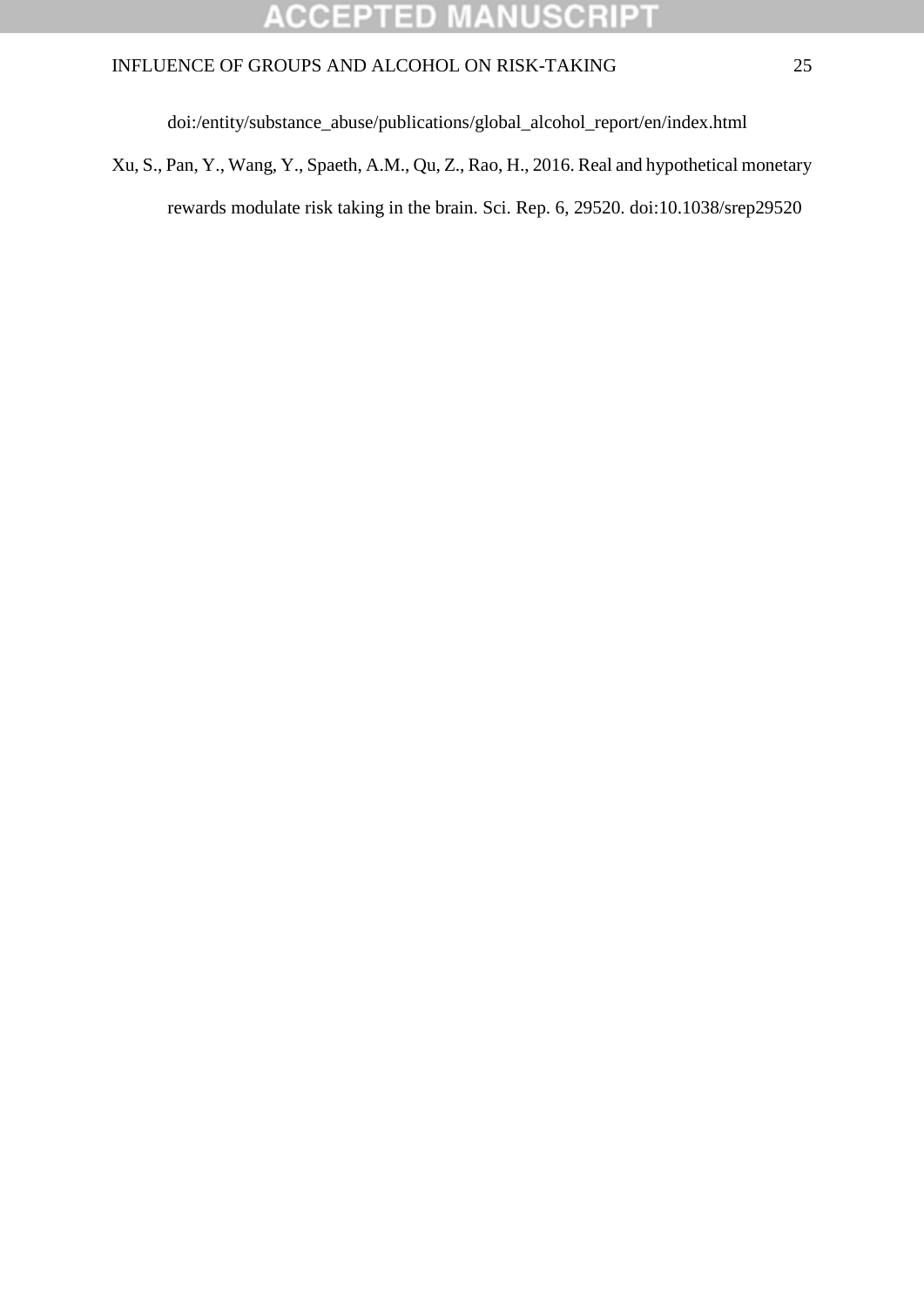doi:/entity/substance_abuse/publications/global_alcohol_report/en/index.html

Xu, S., Pan, Y., Wang, Y., Spaeth, A.M., Qu, Z., Rao, H., 2016. Real and hypothetical monetary rewards modulate risk taking in the brain. Sci. Rep. 6, 29520. doi:10.1038/srep29520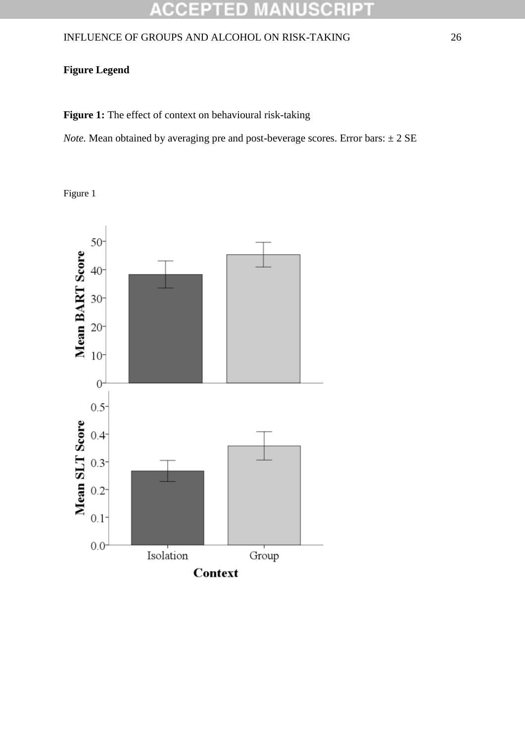**Figure Legend**

**Figure 1:** The effect of context on behavioural risk-taking

*Note.* Mean obtained by averaging pre and post-beverage scores. Error bars: ± 2 SE

Figure 1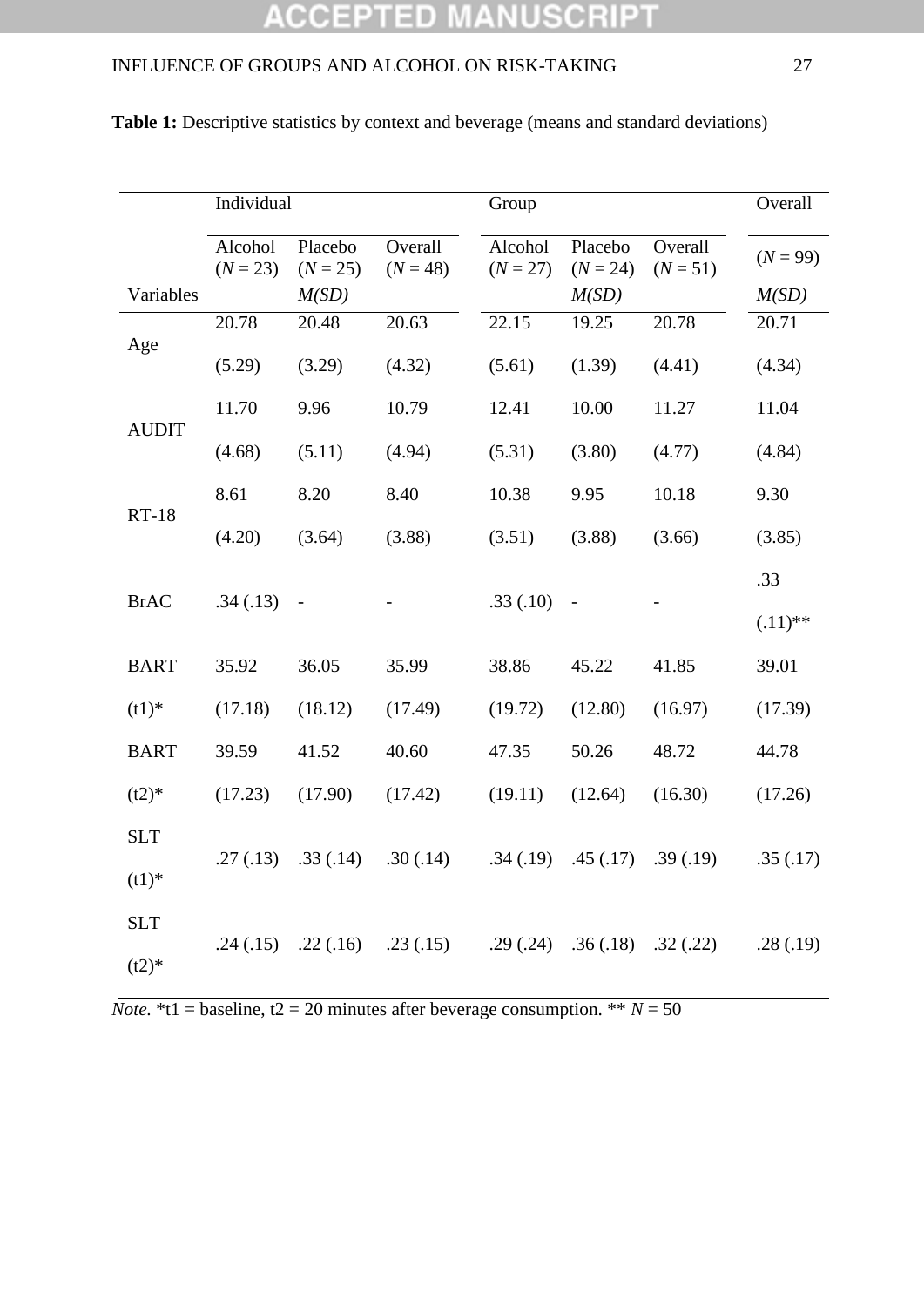**Table 1:** Descriptive statistics by context and beverage (means and standard deviations)

| | Individual | | | Group | | | Overall |
|---|---|---|---|---|---|---|---|
| | Alcohol ($N$ = 23) | Placebo ($N$ = 25) | Overall ($N$ = 48) | Alcohol ($N$ = 27) | Placebo ($N$ = 24) | Overall ($N$ = 51) | ($N$ = 99) |
| Variables | | *M(SD)* | | | *M(SD)* | | *M(SD)* |
| Age | 20.78 (5.29) | 20.48 (3.29) | 20.63 (4.32) | 22.15 (5.61) | 19.25 (1.39) | 20.78 (4.41) | 20.71 (4.34) |
| AUDIT | 11.70 (4.68) | 9.96 (5.11) | 10.79 (4.94) | 12.41 (5.31) | 10.00 (3.80) | 11.27 (4.77) | 11.04 (4.84) |
| RT-18 | 8.61 (4.20) | 8.20 (3.64) | 8.40 (3.88) | 10.38 (3.51) | 9.95 (3.88) | 10.18 (3.66) | 9.30 (3.85) |
| BrAC | .34 (.13) | - | - | .33 (.10) | - | - | .33 (.11)** |
| BART (t1)* | 35.92 (17.18) | 36.05 (18.12) | 35.99 (17.49) | 38.86 (19.72) | 45.22 (12.80) | 41.85 (16.97) | 39.01 (17.39) |
| BART (t2)* | 39.59 (17.23) | 41.52 (17.90) | 40.60 (17.42) | 47.35 (19.11) | 50.26 (12.64) | 48.72 (16.30) | 44.78 (17.26) |
| SLT (t1)* | .27 (.13) | .33 (.14) | .30 (.14) | .34 (.19) | .45 (.17) | .39 (.19) | .35 (.17) |
| SLT (t2)* | .24 (.15) | .22 (.16) | .23 (.15) | .29 (.24) | .36 (.18) | .32 (.22) | .28 (.19) |

*Note*. *t1 = baseline, t2 = 20 minutes after beverage consumption. ** $N$ = 50